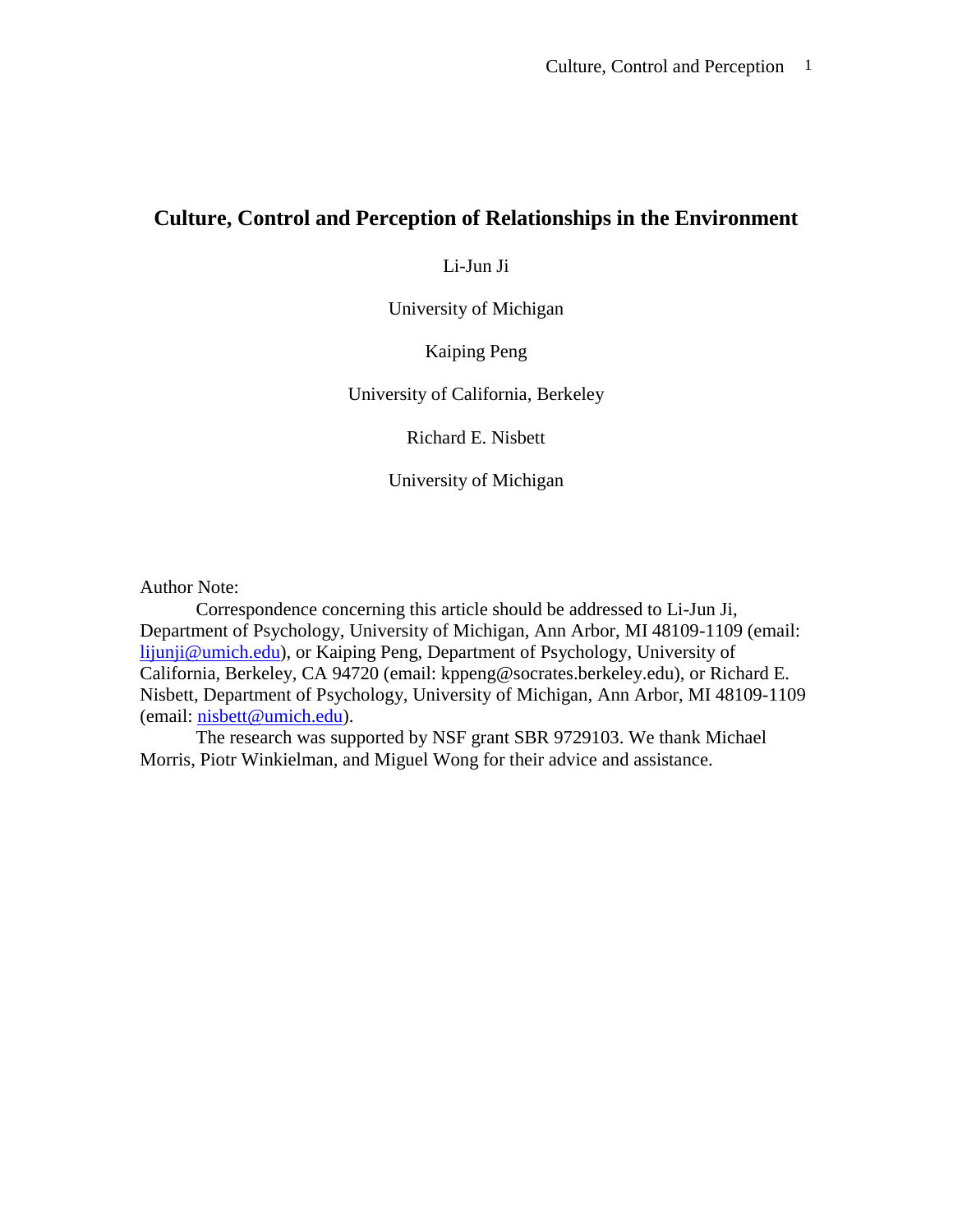# Culture, Control and Perception of Relationships in the Environment

Li-Jun Ji

University of Michigan

Kaiping Peng

University of California, Berkeley

Richard E. Nisbett

University of Michigan

Author Note:

Correspondence concerning this article should be addressed to Li-Jun Ji, Department of Psychology, University of Michigan, Ann Arbor, MI 48109-1109 (email: lijunji@umich.edu), or Kaiping Peng, Department of Psychology, University of California, Berkeley, CA 94720 (email: kppeng@socrates.berkeley.edu), or Richard E. Nisbett, Department of Psychology, University of Michigan, Ann Arbor, MI 48109-1109 (email: nisbett@umich.edu).

The research was supported by NSF grant SBR 9729103. We thank Michael Morris, Piotr Winkielman, and Miguel Wong for their advice and assistance.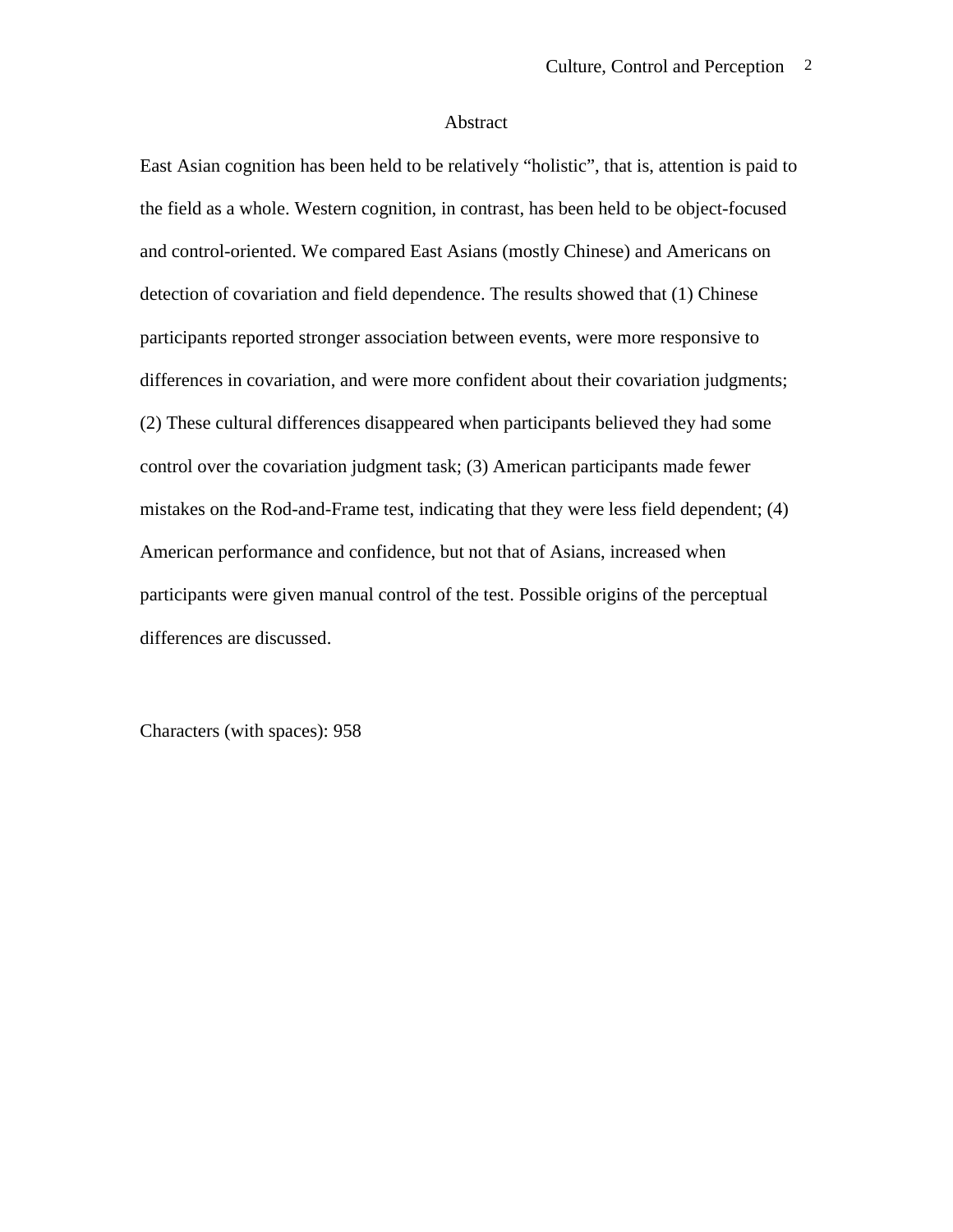## Abstract

East Asian cognition has been held to be relatively “holistic”, that is, attention is paid to the field as a whole. Western cognition, in contrast, has been held to be object-focused and control-oriented. We compared East Asians (mostly Chinese) and Americans on detection of covariation and field dependence. The results showed that (1) Chinese participants reported stronger association between events, were more responsive to differences in covariation, and were more confident about their covariation judgments; (2) These cultural differences disappeared when participants believed they had some control over the covariation judgment task; (3) American participants made fewer mistakes on the Rod-and-Frame test, indicating that they were less field dependent; (4) American performance and confidence, but not that of Asians, increased when participants were given manual control of the test. Possible origins of the perceptual differences are discussed.

Characters (with spaces): 958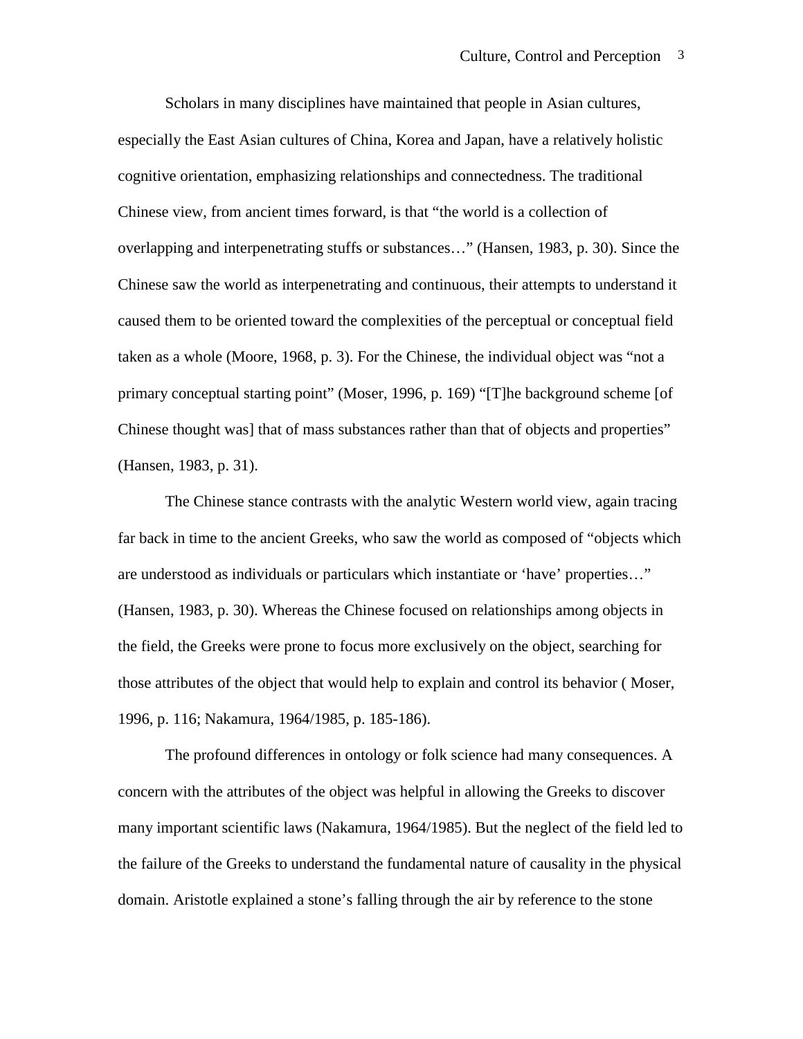Scholars in many disciplines have maintained that people in Asian cultures, especially the East Asian cultures of China, Korea and Japan, have a relatively holistic cognitive orientation, emphasizing relationships and connectedness. The traditional Chinese view, from ancient times forward, is that "the world is a collection of overlapping and interpenetrating stuffs or substances…" (Hansen, 1983, p. 30). Since the Chinese saw the world as interpenetrating and continuous, their attempts to understand it caused them to be oriented toward the complexities of the perceptual or conceptual field taken as a whole (Moore, 1968, p. 3). For the Chinese, the individual object was "not a primary conceptual starting point" (Moser, 1996, p. 169) "[T]he background scheme [of Chinese thought was] that of mass substances rather than that of objects and properties" (Hansen, 1983, p. 31).

The Chinese stance contrasts with the analytic Western world view, again tracing far back in time to the ancient Greeks, who saw the world as composed of "objects which are understood as individuals or particulars which instantiate or 'have' properties…" (Hansen, 1983, p. 30). Whereas the Chinese focused on relationships among objects in the field, the Greeks were prone to focus more exclusively on the object, searching for those attributes of the object that would help to explain and control its behavior ( Moser, 1996, p. 116; Nakamura, 1964/1985, p. 185-186).

The profound differences in ontology or folk science had many consequences. A concern with the attributes of the object was helpful in allowing the Greeks to discover many important scientific laws (Nakamura, 1964/1985). But the neglect of the field led to the failure of the Greeks to understand the fundamental nature of causality in the physical domain. Aristotle explained a stone's falling through the air by reference to the stone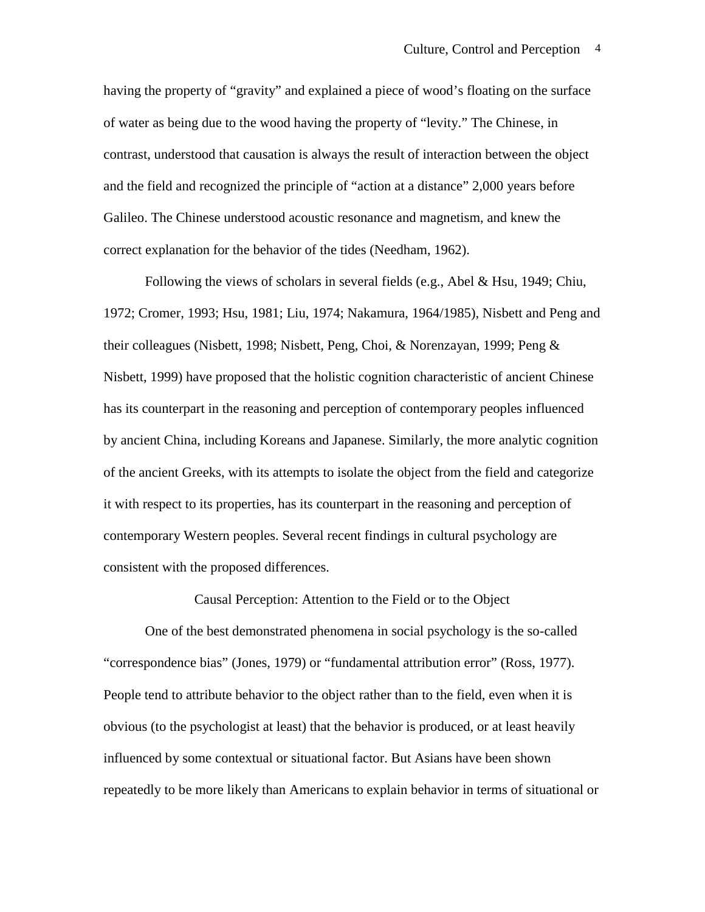having the property of "gravity" and explained a piece of wood's floating on the surface of water as being due to the wood having the property of "levity." The Chinese, in contrast, understood that causation is always the result of interaction between the object and the field and recognized the principle of "action at a distance" 2,000 years before Galileo. The Chinese understood acoustic resonance and magnetism, and knew the correct explanation for the behavior of the tides (Needham, 1962).

Following the views of scholars in several fields (e.g., Abel & Hsu, 1949; Chiu, 1972; Cromer, 1993; Hsu, 1981; Liu, 1974; Nakamura, 1964/1985), Nisbett and Peng and their colleagues (Nisbett, 1998; Nisbett, Peng, Choi, & Norenzayan, 1999; Peng & Nisbett, 1999) have proposed that the holistic cognition characteristic of ancient Chinese has its counterpart in the reasoning and perception of contemporary peoples influenced by ancient China, including Koreans and Japanese. Similarly, the more analytic cognition of the ancient Greeks, with its attempts to isolate the object from the field and categorize it with respect to its properties, has its counterpart in the reasoning and perception of contemporary Western peoples. Several recent findings in cultural psychology are consistent with the proposed differences.

## Causal Perception: Attention to the Field or to the Object

One of the best demonstrated phenomena in social psychology is the so-called "correspondence bias" (Jones, 1979) or "fundamental attribution error" (Ross, 1977). People tend to attribute behavior to the object rather than to the field, even when it is obvious (to the psychologist at least) that the behavior is produced, or at least heavily influenced by some contextual or situational factor. But Asians have been shown repeatedly to be more likely than Americans to explain behavior in terms of situational or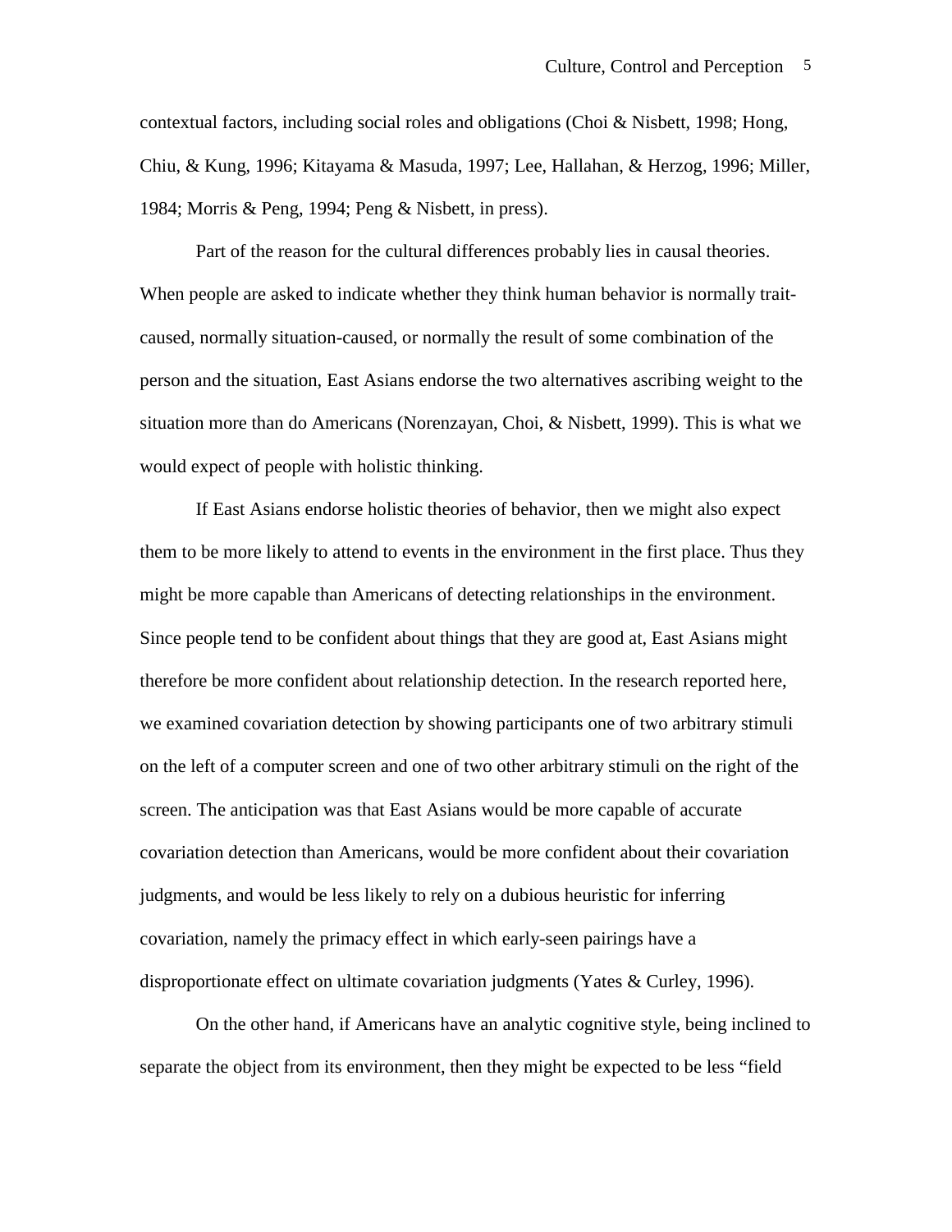contextual factors, including social roles and obligations (Choi & Nisbett, 1998; Hong, Chiu, & Kung, 1996; Kitayama & Masuda, 1997; Lee, Hallahan, & Herzog, 1996; Miller, 1984; Morris & Peng, 1994; Peng & Nisbett, in press).

Part of the reason for the cultural differences probably lies in causal theories. When people are asked to indicate whether they think human behavior is normally trait-caused, normally situation-caused, or normally the result of some combination of the person and the situation, East Asians endorse the two alternatives ascribing weight to the situation more than do Americans (Norenzayan, Choi, & Nisbett, 1999). This is what we would expect of people with holistic thinking.

If East Asians endorse holistic theories of behavior, then we might also expect them to be more likely to attend to events in the environment in the first place. Thus they might be more capable than Americans of detecting relationships in the environment. Since people tend to be confident about things that they are good at, East Asians might therefore be more confident about relationship detection. In the research reported here, we examined covariation detection by showing participants one of two arbitrary stimuli on the left of a computer screen and one of two other arbitrary stimuli on the right of the screen. The anticipation was that East Asians would be more capable of accurate covariation detection than Americans, would be more confident about their covariation judgments, and would be less likely to rely on a dubious heuristic for inferring covariation, namely the primacy effect in which early-seen pairings have a disproportionate effect on ultimate covariation judgments (Yates & Curley, 1996).

On the other hand, if Americans have an analytic cognitive style, being inclined to separate the object from its environment, then they might be expected to be less "field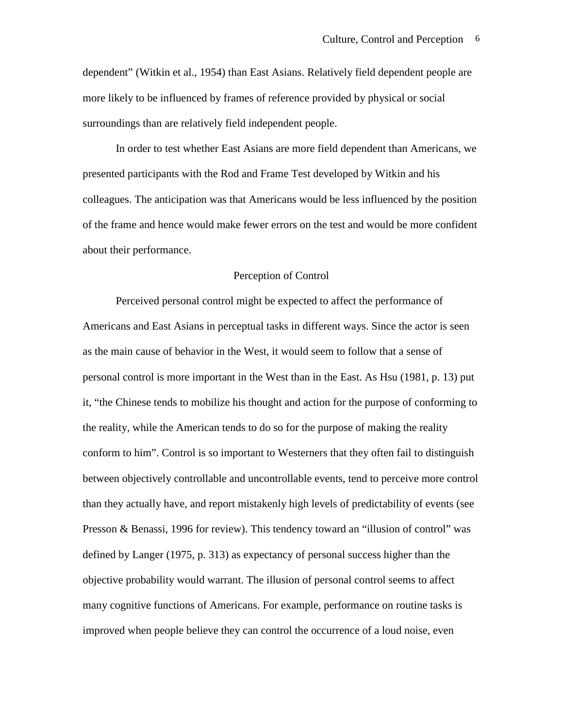dependent" (Witkin et al., 1954) than East Asians. Relatively field dependent people are more likely to be influenced by frames of reference provided by physical or social surroundings than are relatively field independent people.

In order to test whether East Asians are more field dependent than Americans, we presented participants with the Rod and Frame Test developed by Witkin and his colleagues. The anticipation was that Americans would be less influenced by the position of the frame and hence would make fewer errors on the test and would be more confident about their performance.

## Perception of Control

Perceived personal control might be expected to affect the performance of Americans and East Asians in perceptual tasks in different ways. Since the actor is seen as the main cause of behavior in the West, it would seem to follow that a sense of personal control is more important in the West than in the East. As Hsu (1981, p. 13) put it, "the Chinese tends to mobilize his thought and action for the purpose of conforming to the reality, while the American tends to do so for the purpose of making the reality conform to him". Control is so important to Westerners that they often fail to distinguish between objectively controllable and uncontrollable events, tend to perceive more control than they actually have, and report mistakenly high levels of predictability of events (see Presson & Benassi, 1996 for review). This tendency toward an "illusion of control" was defined by Langer (1975, p. 313) as expectancy of personal success higher than the objective probability would warrant. The illusion of personal control seems to affect many cognitive functions of Americans. For example, performance on routine tasks is improved when people believe they can control the occurrence of a loud noise, even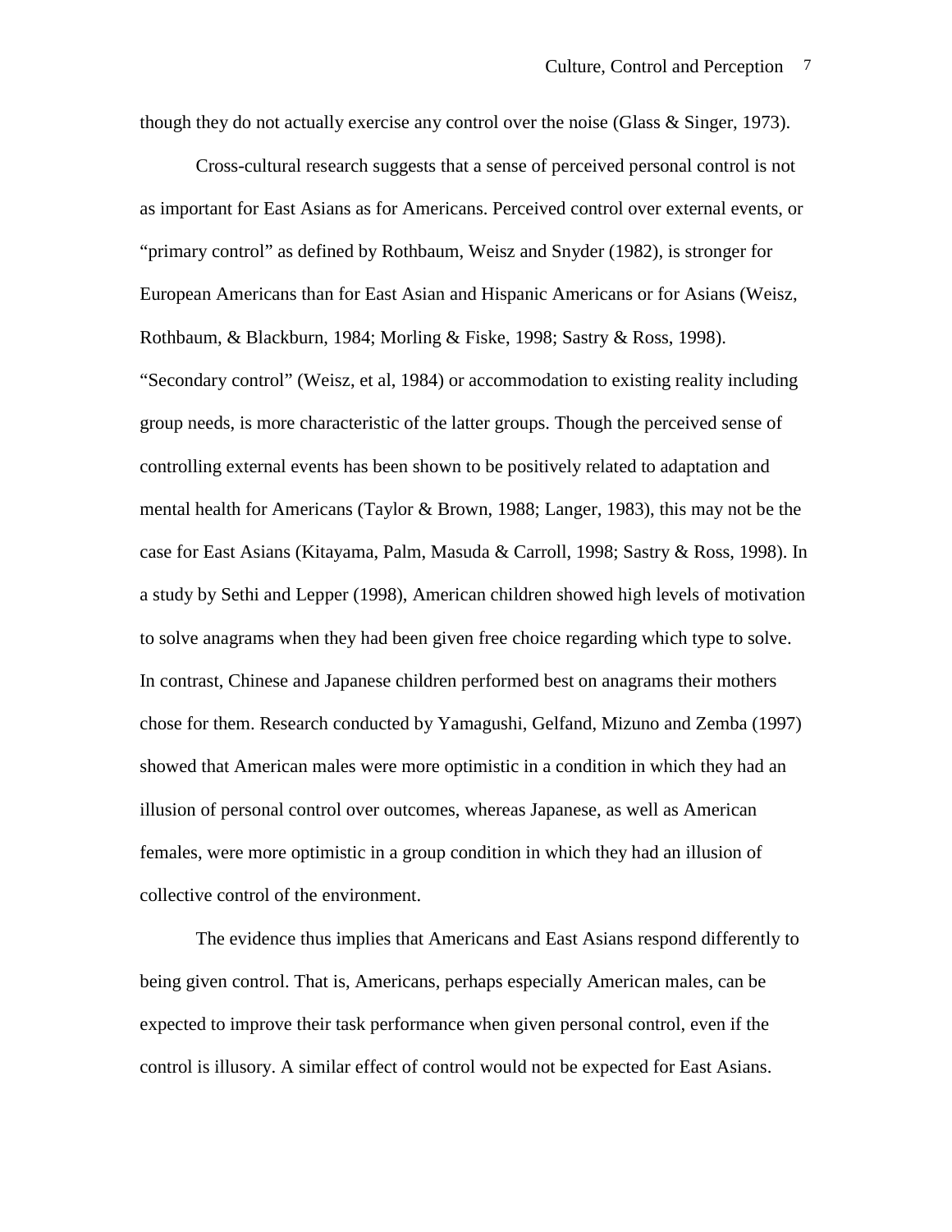though they do not actually exercise any control over the noise (Glass & Singer, 1973).

Cross-cultural research suggests that a sense of perceived personal control is not as important for East Asians as for Americans. Perceived control over external events, or “primary control” as defined by Rothbaum, Weisz and Snyder (1982), is stronger for European Americans than for East Asian and Hispanic Americans or for Asians (Weisz, Rothbaum, & Blackburn, 1984; Morling & Fiske, 1998; Sastry & Ross, 1998). “Secondary control” (Weisz, et al, 1984) or accommodation to existing reality including group needs, is more characteristic of the latter groups. Though the perceived sense of controlling external events has been shown to be positively related to adaptation and mental health for Americans (Taylor & Brown, 1988; Langer, 1983), this may not be the case for East Asians (Kitayama, Palm, Masuda & Carroll, 1998; Sastry & Ross, 1998). In a study by Sethi and Lepper (1998), American children showed high levels of motivation to solve anagrams when they had been given free choice regarding which type to solve. In contrast, Chinese and Japanese children performed best on anagrams their mothers chose for them. Research conducted by Yamagushi, Gelfand, Mizuno and Zemba (1997) showed that American males were more optimistic in a condition in which they had an illusion of personal control over outcomes, whereas Japanese, as well as American females, were more optimistic in a group condition in which they had an illusion of collective control of the environment.

The evidence thus implies that Americans and East Asians respond differently to being given control. That is, Americans, perhaps especially American males, can be expected to improve their task performance when given personal control, even if the control is illusory. A similar effect of control would not be expected for East Asians.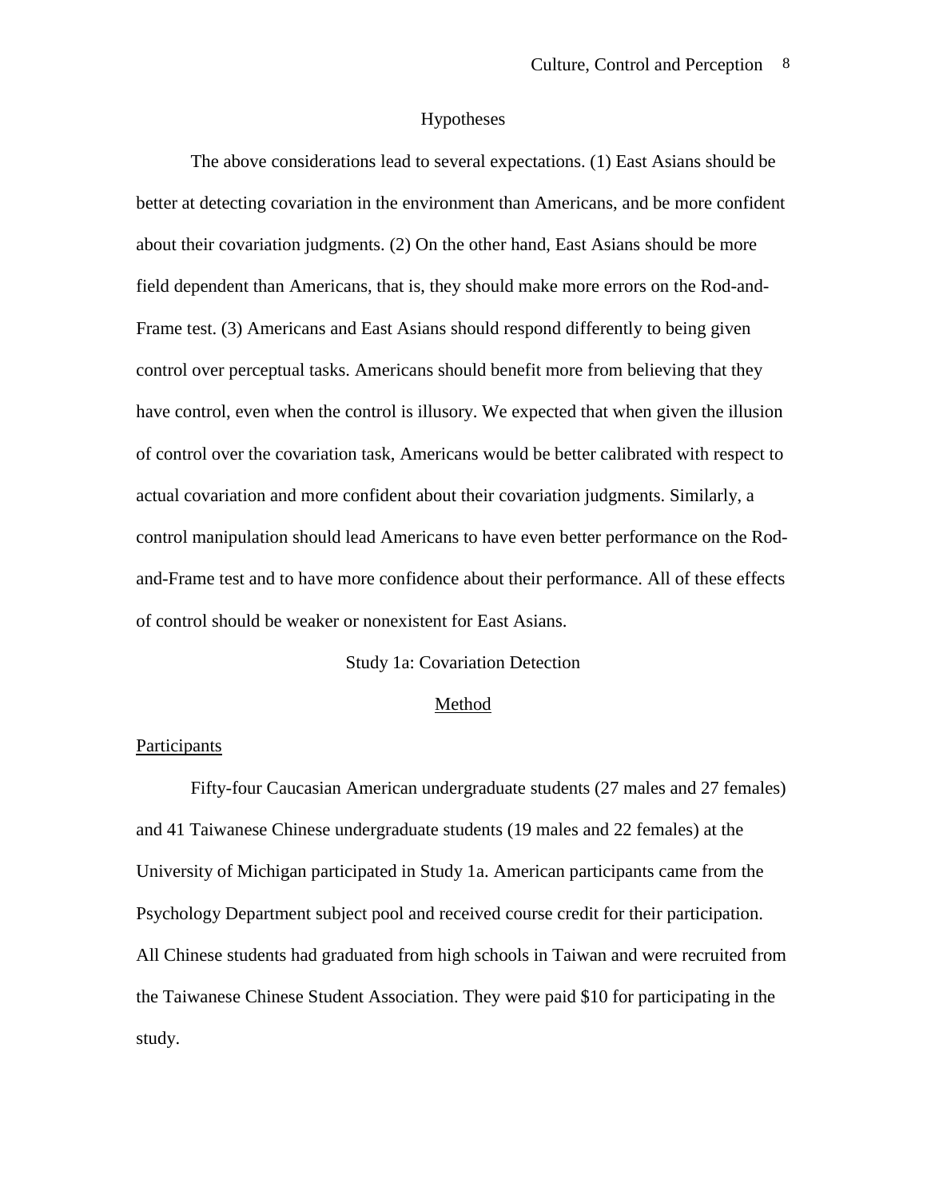## Hypotheses

The above considerations lead to several expectations. (1) East Asians should be better at detecting covariation in the environment than Americans, and be more confident about their covariation judgments. (2) On the other hand, East Asians should be more field dependent than Americans, that is, they should make more errors on the Rod-and-Frame test. (3) Americans and East Asians should respond differently to being given control over perceptual tasks. Americans should benefit more from believing that they have control, even when the control is illusory. We expected that when given the illusion of control over the covariation task, Americans would be better calibrated with respect to actual covariation and more confident about their covariation judgments. Similarly, a control manipulation should lead Americans to have even better performance on the Rod-and-Frame test and to have more confidence about their performance. All of these effects of control should be weaker or nonexistent for East Asians.

## Study 1a: Covariation Detection

### Method

#### Participants

Fifty-four Caucasian American undergraduate students (27 males and 27 females) and 41 Taiwanese Chinese undergraduate students (19 males and 22 females) at the University of Michigan participated in Study 1a. American participants came from the Psychology Department subject pool and received course credit for their participation. All Chinese students had graduated from high schools in Taiwan and were recruited from the Taiwanese Chinese Student Association. They were paid $10 for participating in the study.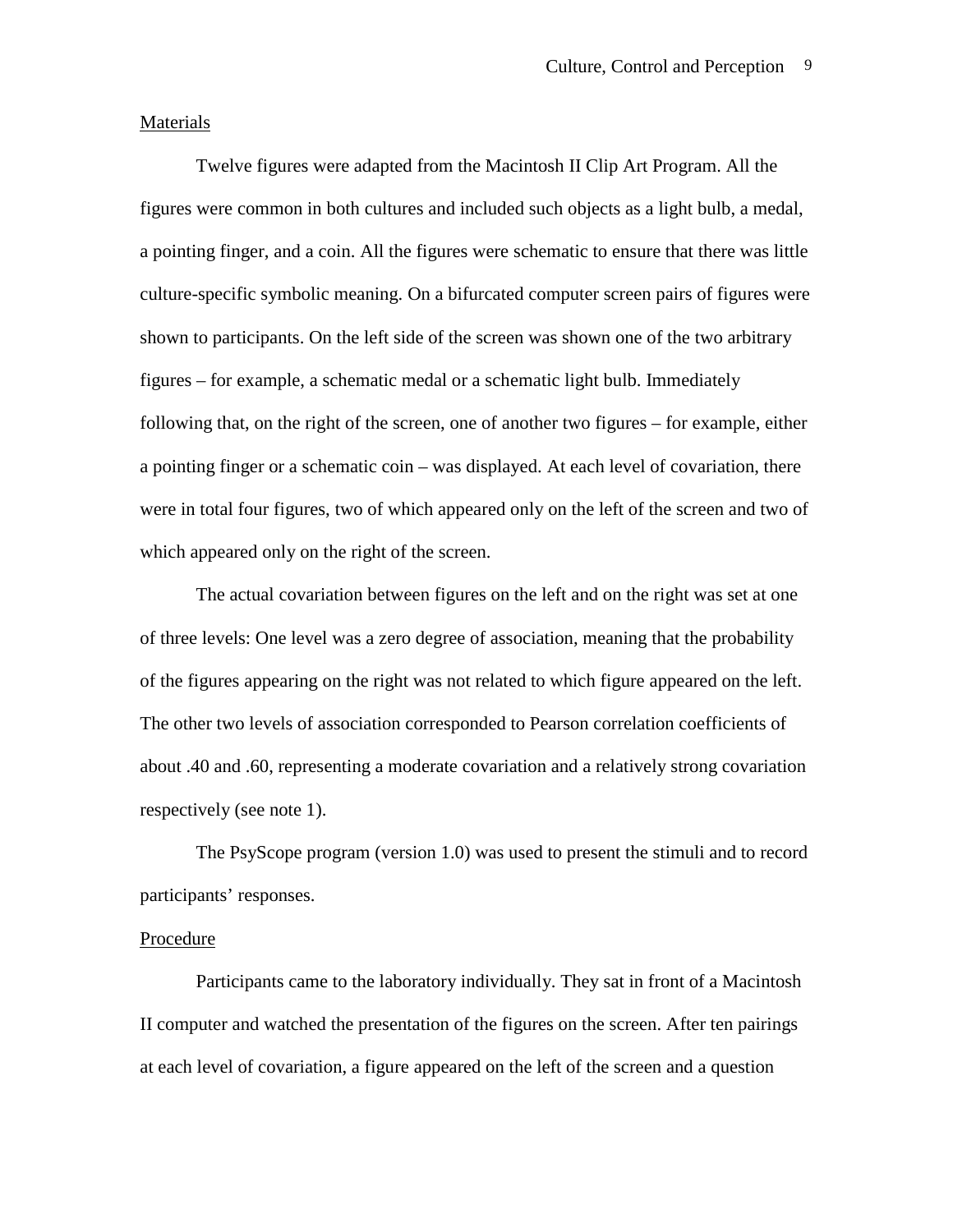## Materials

Twelve figures were adapted from the Macintosh II Clip Art Program. All the figures were common in both cultures and included such objects as a light bulb, a medal, a pointing finger, and a coin. All the figures were schematic to ensure that there was little culture-specific symbolic meaning. On a bifurcated computer screen pairs of figures were shown to participants. On the left side of the screen was shown one of the two arbitrary figures – for example, a schematic medal or a schematic light bulb. Immediately following that, on the right of the screen, one of another two figures – for example, either a pointing finger or a schematic coin – was displayed. At each level of covariation, there were in total four figures, two of which appeared only on the left of the screen and two of which appeared only on the right of the screen.

The actual covariation between figures on the left and on the right was set at one of three levels: One level was a zero degree of association, meaning that the probability of the figures appearing on the right was not related to which figure appeared on the left. The other two levels of association corresponded to Pearson correlation coefficients of about .40 and .60, representing a moderate covariation and a relatively strong covariation respectively (see note 1).

The PsyScope program (version 1.0) was used to present the stimuli and to record participants' responses.

## Procedure

Participants came to the laboratory individually. They sat in front of a Macintosh II computer and watched the presentation of the figures on the screen. After ten pairings at each level of covariation, a figure appeared on the left of the screen and a question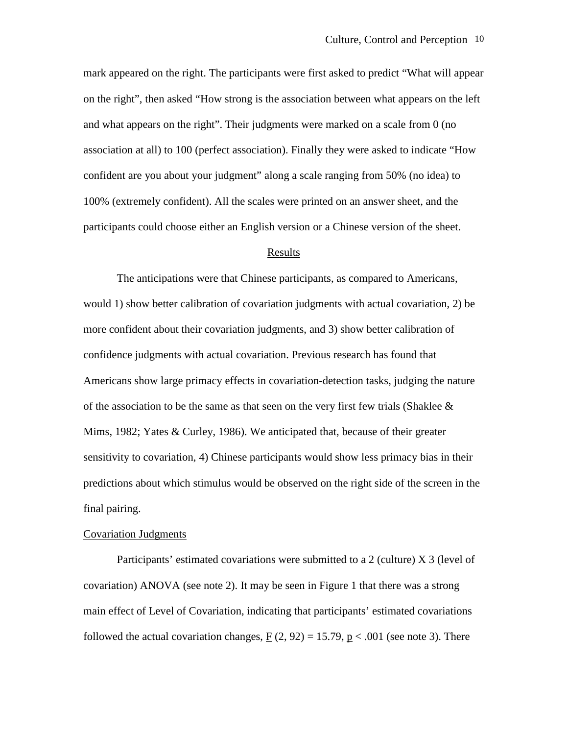mark appeared on the right. The participants were first asked to predict “What will appear on the right”, then asked “How strong is the association between what appears on the left and what appears on the right”. Their judgments were marked on a scale from 0 (no association at all) to 100 (perfect association). Finally they were asked to indicate “How confident are you about your judgment” along a scale ranging from 50% (no idea) to 100% (extremely confident). All the scales were printed on an answer sheet, and the participants could choose either an English version or a Chinese version of the sheet.

## Results

The anticipations were that Chinese participants, as compared to Americans, would 1) show better calibration of covariation judgments with actual covariation, 2) be more confident about their covariation judgments, and 3) show better calibration of confidence judgments with actual covariation. Previous research has found that Americans show large primacy effects in covariation-detection tasks, judging the nature of the association to be the same as that seen on the very first few trials (Shaklee & Mims, 1982; Yates & Curley, 1986). We anticipated that, because of their greater sensitivity to covariation, 4) Chinese participants would show less primacy bias in their predictions about which stimulus would be observed on the right side of the screen in the final pairing.

### Covariation Judgments

Participants’ estimated covariations were submitted to a 2 (culture) X 3 (level of covariation) ANOVA (see note 2). It may be seen in Figure 1 that there was a strong main effect of Level of Covariation, indicating that participants’ estimated covariations followed the actual covariation changes, $F(2, 92) = 15.79$, $p < .001$ (see note 3). There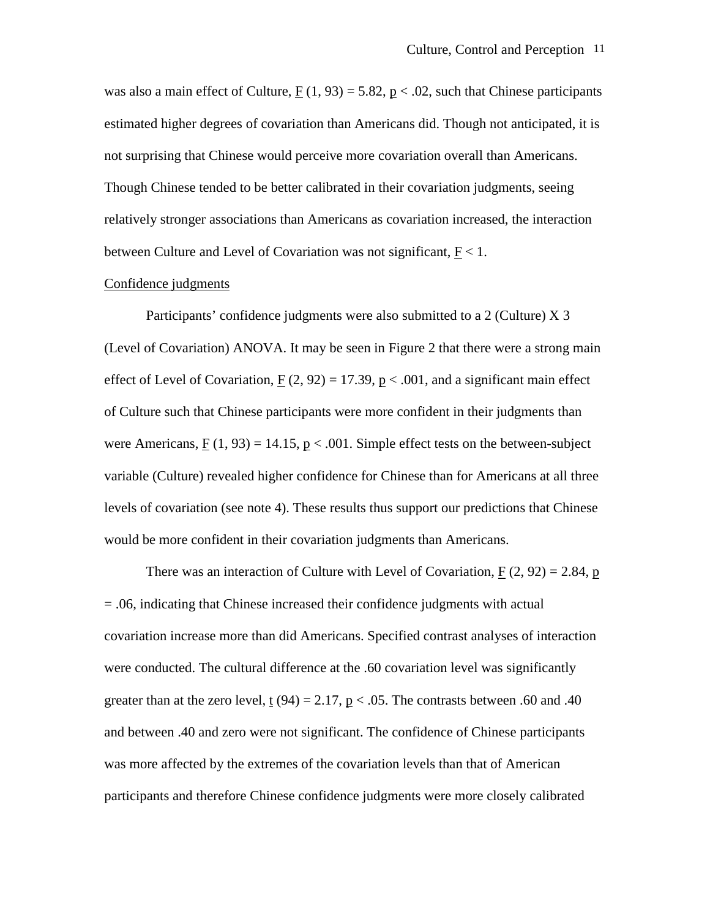was also a main effect of Culture, $F(1, 93) = 5.82$, $p < .02$, such that Chinese participants estimated higher degrees of covariation than Americans did. Though not anticipated, it is not surprising that Chinese would perceive more covariation overall than Americans. Though Chinese tended to be better calibrated in their covariation judgments, seeing relatively stronger associations than Americans as covariation increased, the interaction between Culture and Level of Covariation was not significant, $F < 1$.

Confidence judgments

Participants' confidence judgments were also submitted to a 2 (Culture) X 3 (Level of Covariation) ANOVA. It may be seen in Figure 2 that there were a strong main effect of Level of Covariation, $F(2, 92) = 17.39$, $p < .001$, and a significant main effect of Culture such that Chinese participants were more confident in their judgments than were Americans, $F(1, 93) = 14.15$, $p < .001$. Simple effect tests on the between-subject variable (Culture) revealed higher confidence for Chinese than for Americans at all three levels of covariation (see note 4). These results thus support our predictions that Chinese would be more confident in their covariation judgments than Americans.

There was an interaction of Culture with Level of Covariation, $F(2, 92) = 2.84$, $p = .06$, indicating that Chinese increased their confidence judgments with actual covariation increase more than did Americans. Specified contrast analyses of interaction were conducted. The cultural difference at the .60 covariation level was significantly greater than at the zero level, $t(94) = 2.17$, $p < .05$. The contrasts between .60 and .40 and between .40 and zero were not significant. The confidence of Chinese participants was more affected by the extremes of the covariation levels than that of American participants and therefore Chinese confidence judgments were more closely calibrated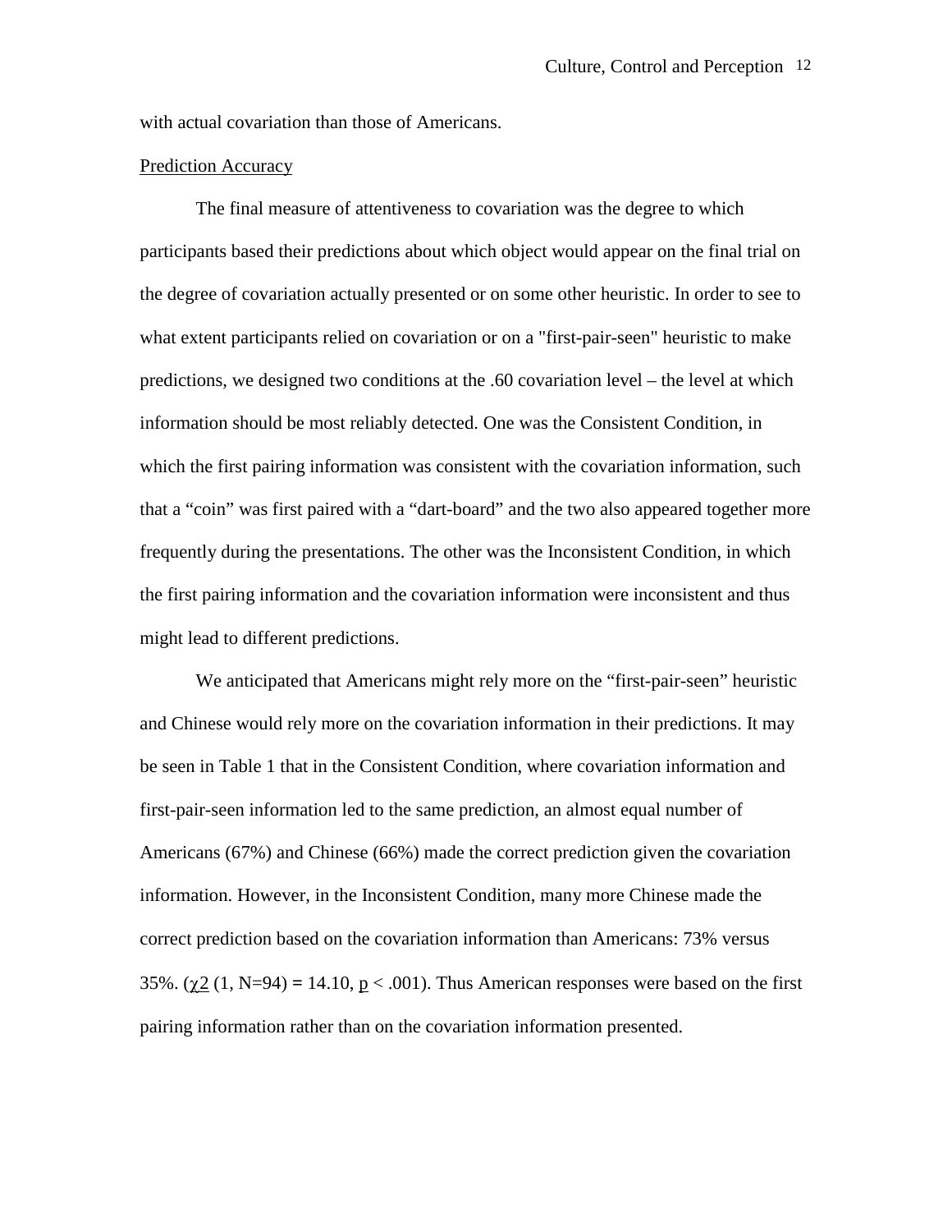with actual covariation than those of Americans.

Prediction Accuracy

The final measure of attentiveness to covariation was the degree to which participants based their predictions about which object would appear on the final trial on the degree of covariation actually presented or on some other heuristic. In order to see to what extent participants relied on covariation or on a "first-pair-seen" heuristic to make predictions, we designed two conditions at the .60 covariation level – the level at which information should be most reliably detected. One was the Consistent Condition, in which the first pairing information was consistent with the covariation information, such that a "coin" was first paired with a "dart-board" and the two also appeared together more frequently during the presentations. The other was the Inconsistent Condition, in which the first pairing information and the covariation information were inconsistent and thus might lead to different predictions.

We anticipated that Americans might rely more on the "first-pair-seen" heuristic and Chinese would rely more on the covariation information in their predictions. It may be seen in Table 1 that in the Consistent Condition, where covariation information and first-pair-seen information led to the same prediction, an almost equal number of Americans (67%) and Chinese (66%) made the correct prediction given the covariation information. However, in the Inconsistent Condition, many more Chinese made the correct prediction based on the covariation information than Americans: 73% versus 35%. ($\chi^2$ (1, N=94) = 14.10, $p < .001$). Thus American responses were based on the first pairing information rather than on the covariation information presented.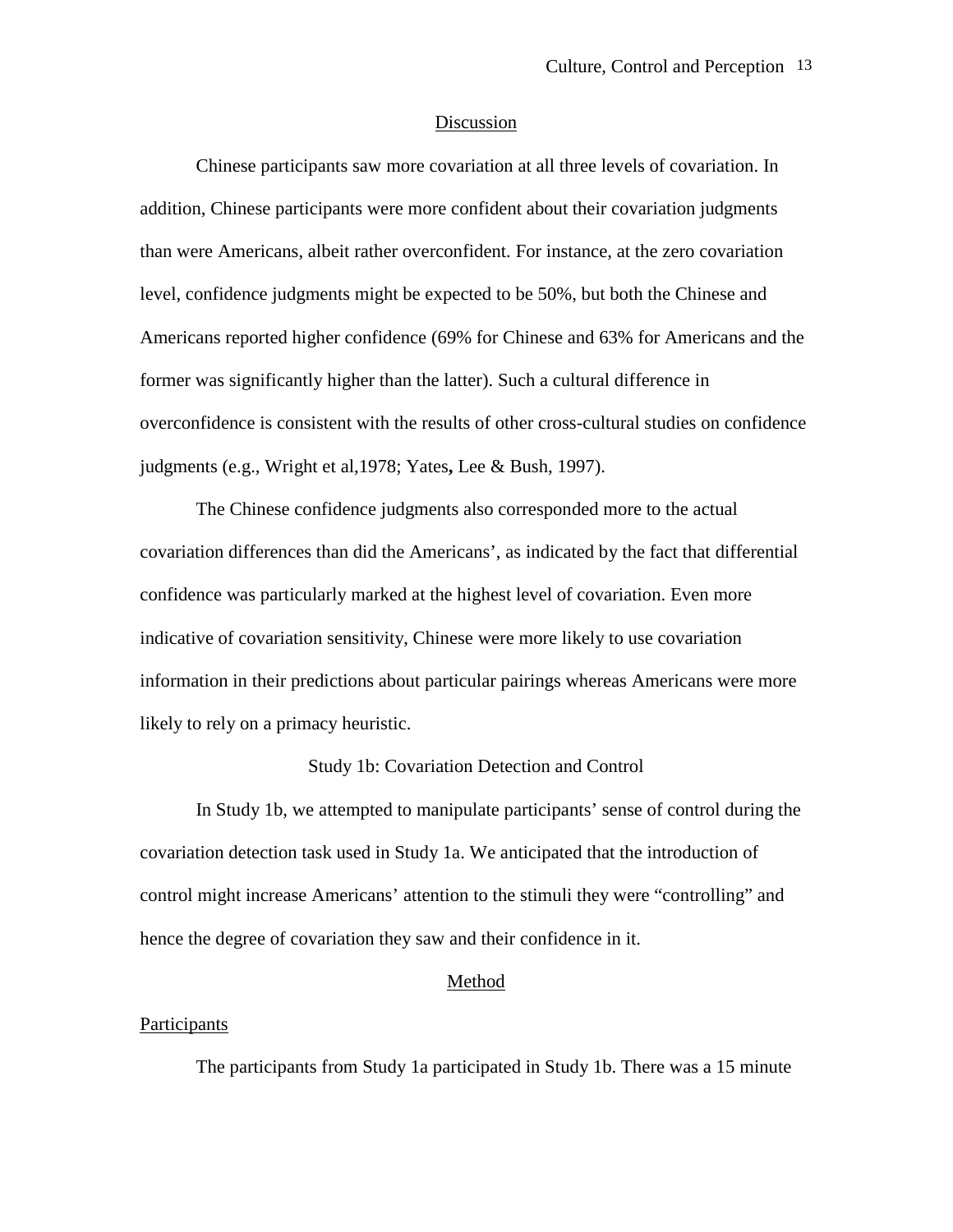## Discussion

Chinese participants saw more covariation at all three levels of covariation. In addition, Chinese participants were more confident about their covariation judgments than were Americans, albeit rather overconfident. For instance, at the zero covariation level, confidence judgments might be expected to be 50%, but both the Chinese and Americans reported higher confidence (69% for Chinese and 63% for Americans and the former was significantly higher than the latter). Such a cultural difference in overconfidence is consistent with the results of other cross-cultural studies on confidence judgments (e.g., Wright et al,1978; Yates**,** Lee & Bush, 1997).

The Chinese confidence judgments also corresponded more to the actual covariation differences than did the Americans', as indicated by the fact that differential confidence was particularly marked at the highest level of covariation. Even more indicative of covariation sensitivity, Chinese were more likely to use covariation information in their predictions about particular pairings whereas Americans were more likely to rely on a primacy heuristic.

## Study 1b: Covariation Detection and Control

In Study 1b, we attempted to manipulate participants' sense of control during the covariation detection task used in Study 1a. We anticipated that the introduction of control might increase Americans' attention to the stimuli they were "controlling" and hence the degree of covariation they saw and their confidence in it.

### Method

#### Participants

The participants from Study 1a participated in Study 1b. There was a 15 minute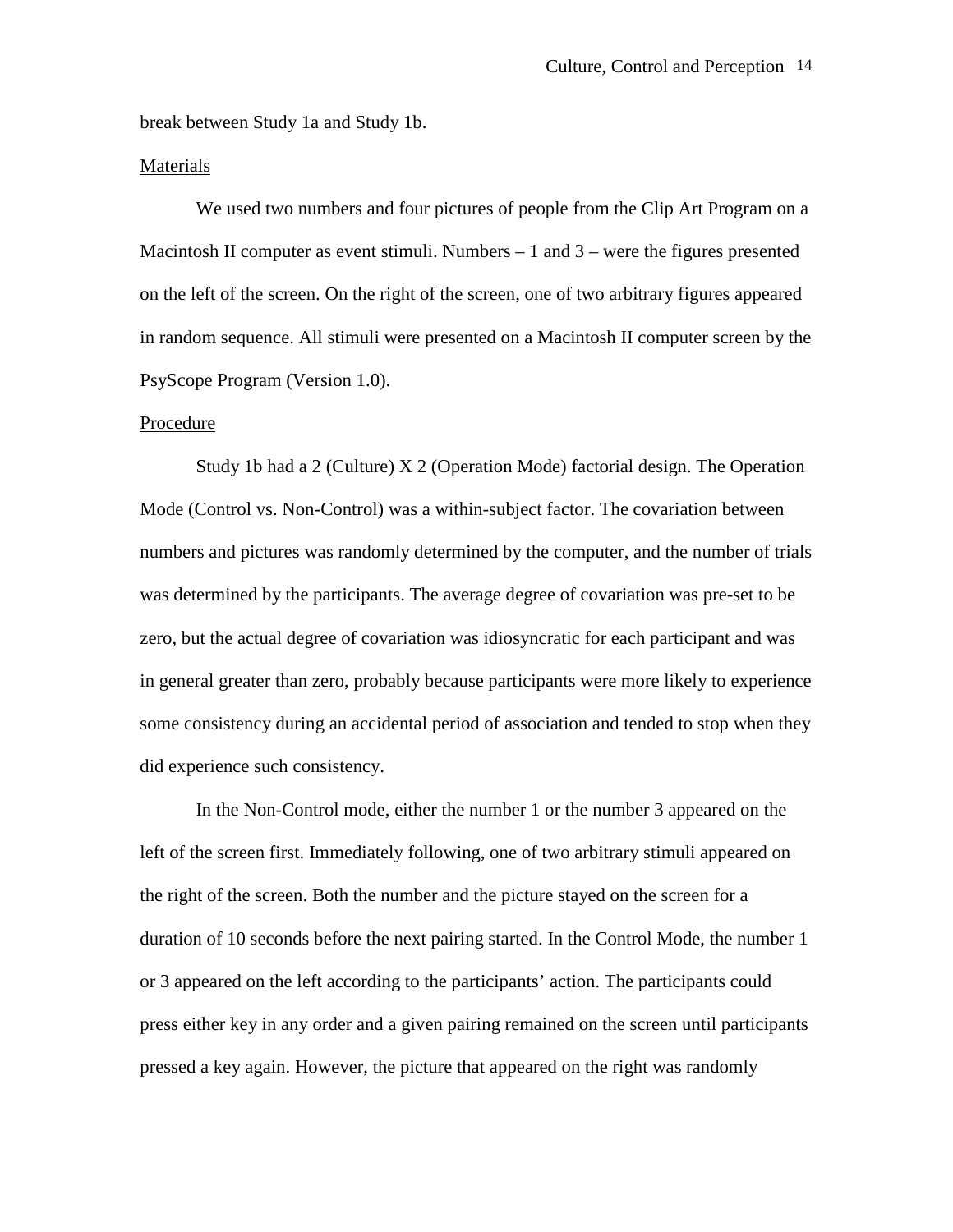break between Study 1a and Study 1b.

Materials

We used two numbers and four pictures of people from the Clip Art Program on a Macintosh II computer as event stimuli. Numbers – 1 and 3 – were the figures presented on the left of the screen. On the right of the screen, one of two arbitrary figures appeared in random sequence. All stimuli were presented on a Macintosh II computer screen by the PsyScope Program (Version 1.0).

Procedure

Study 1b had a 2 (Culture) X 2 (Operation Mode) factorial design. The Operation Mode (Control vs. Non-Control) was a within-subject factor. The covariation between numbers and pictures was randomly determined by the computer, and the number of trials was determined by the participants. The average degree of covariation was pre-set to be zero, but the actual degree of covariation was idiosyncratic for each participant and was in general greater than zero, probably because participants were more likely to experience some consistency during an accidental period of association and tended to stop when they did experience such consistency.

In the Non-Control mode, either the number 1 or the number 3 appeared on the left of the screen first. Immediately following, one of two arbitrary stimuli appeared on the right of the screen. Both the number and the picture stayed on the screen for a duration of 10 seconds before the next pairing started. In the Control Mode, the number 1 or 3 appeared on the left according to the participants' action. The participants could press either key in any order and a given pairing remained on the screen until participants pressed a key again. However, the picture that appeared on the right was randomly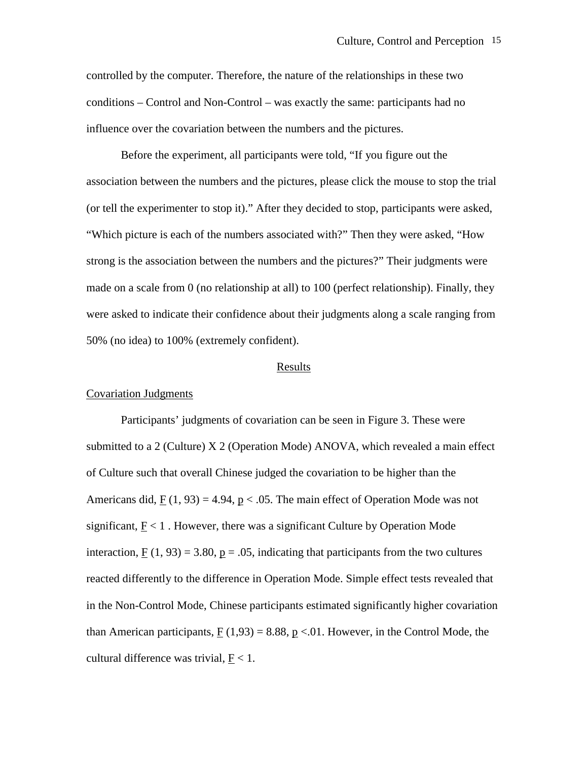controlled by the computer. Therefore, the nature of the relationships in these two conditions – Control and Non-Control – was exactly the same: participants had no influence over the covariation between the numbers and the pictures.

Before the experiment, all participants were told, "If you figure out the association between the numbers and the pictures, please click the mouse to stop the trial (or tell the experimenter to stop it)." After they decided to stop, participants were asked, "Which picture is each of the numbers associated with?" Then they were asked, "How strong is the association between the numbers and the pictures?" Their judgments were made on a scale from 0 (no relationship at all) to 100 (perfect relationship). Finally, they were asked to indicate their confidence about their judgments along a scale ranging from 50% (no idea) to 100% (extremely confident).

## Results

### Covariation Judgments

Participants' judgments of covariation can be seen in Figure 3. These were submitted to a 2 (Culture) X 2 (Operation Mode) ANOVA, which revealed a main effect of Culture such that overall Chinese judged the covariation to be higher than the Americans did, $F(1, 93) = 4.94$, $p < .05$. The main effect of Operation Mode was not significant, $F < 1$. However, there was a significant Culture by Operation Mode interaction, $F(1, 93) = 3.80$, $p = .05$, indicating that participants from the two cultures reacted differently to the difference in Operation Mode. Simple effect tests revealed that in the Non-Control Mode, Chinese participants estimated significantly higher covariation than American participants, $F(1,93) = 8.88$, $p < .01$. However, in the Control Mode, the cultural difference was trivial, $F < 1$.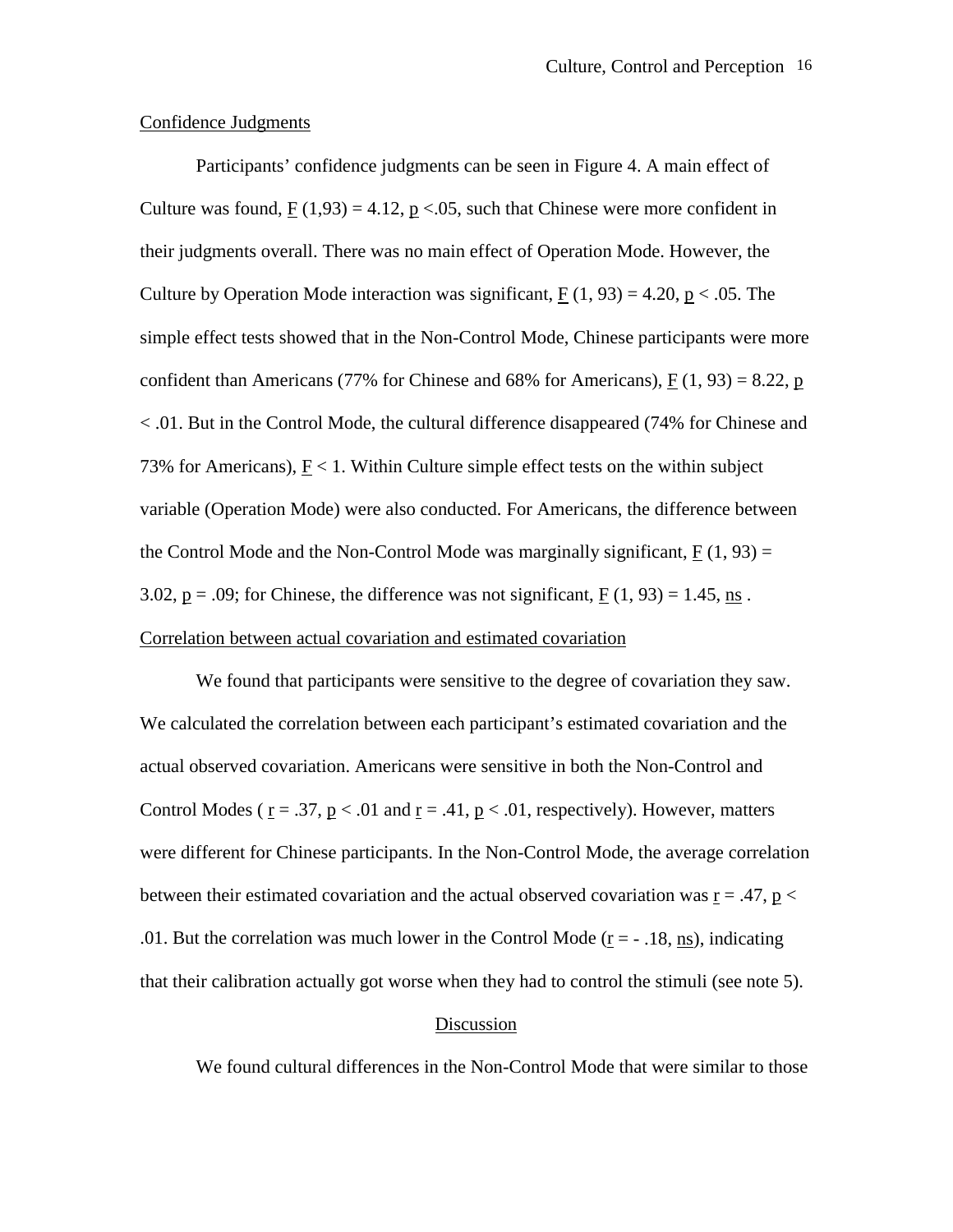## Confidence Judgments

Participants' confidence judgments can be seen in Figure 4. A main effect of Culture was found, $F(1,93) = 4.12$, $p < .05$, such that Chinese were more confident in their judgments overall. There was no main effect of Operation Mode. However, the Culture by Operation Mode interaction was significant, $F(1, 93) = 4.20$, $p < .05$. The simple effect tests showed that in the Non-Control Mode, Chinese participants were more confident than Americans (77% for Chinese and 68% for Americans), $F(1, 93) = 8.22$, $p < .01$. But in the Control Mode, the cultural difference disappeared (74% for Chinese and 73% for Americans), $F < 1$. Within Culture simple effect tests on the within subject variable (Operation Mode) were also conducted. For Americans, the difference between the Control Mode and the Non-Control Mode was marginally significant, $F(1, 93) = 3.02$, $p = .09$; for Chinese, the difference was not significant, $F(1, 93) = 1.45$, ns .

## Correlation between actual covariation and estimated covariation

We found that participants were sensitive to the degree of covariation they saw. We calculated the correlation between each participant's estimated covariation and the actual observed covariation. Americans were sensitive in both the Non-Control and Control Modes ( $r = .37$, $p < .01$ and $r = .41$, $p < .01$, respectively). However, matters were different for Chinese participants. In the Non-Control Mode, the average correlation between their estimated covariation and the actual observed covariation was $r = .47$, $p < .01$. But the correlation was much lower in the Control Mode ($r = -.18$, ns), indicating that their calibration actually got worse when they had to control the stimuli (see note 5).

## Discussion

We found cultural differences in the Non-Control Mode that were similar to those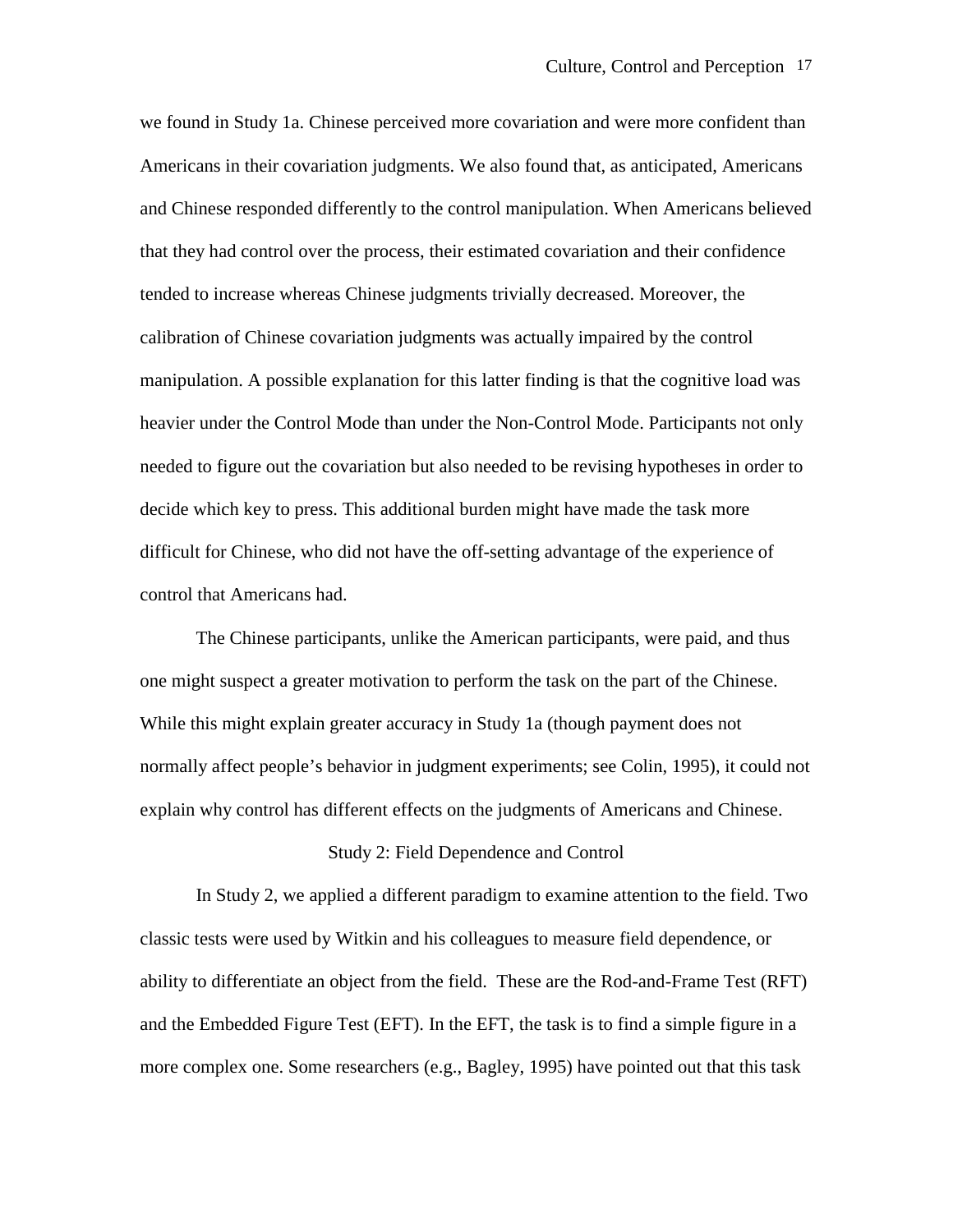we found in Study 1a. Chinese perceived more covariation and were more confident than Americans in their covariation judgments. We also found that, as anticipated, Americans and Chinese responded differently to the control manipulation. When Americans believed that they had control over the process, their estimated covariation and their confidence tended to increase whereas Chinese judgments trivially decreased. Moreover, the calibration of Chinese covariation judgments was actually impaired by the control manipulation. A possible explanation for this latter finding is that the cognitive load was heavier under the Control Mode than under the Non-Control Mode. Participants not only needed to figure out the covariation but also needed to be revising hypotheses in order to decide which key to press. This additional burden might have made the task more difficult for Chinese, who did not have the off-setting advantage of the experience of control that Americans had.

The Chinese participants, unlike the American participants, were paid, and thus one might suspect a greater motivation to perform the task on the part of the Chinese. While this might explain greater accuracy in Study 1a (though payment does not normally affect people's behavior in judgment experiments; see Colin, 1995), it could not explain why control has different effects on the judgments of Americans and Chinese.

## Study 2: Field Dependence and Control

In Study 2, we applied a different paradigm to examine attention to the field. Two classic tests were used by Witkin and his colleagues to measure field dependence, or ability to differentiate an object from the field. These are the Rod-and-Frame Test (RFT) and the Embedded Figure Test (EFT). In the EFT, the task is to find a simple figure in a more complex one. Some researchers (e.g., Bagley, 1995) have pointed out that this task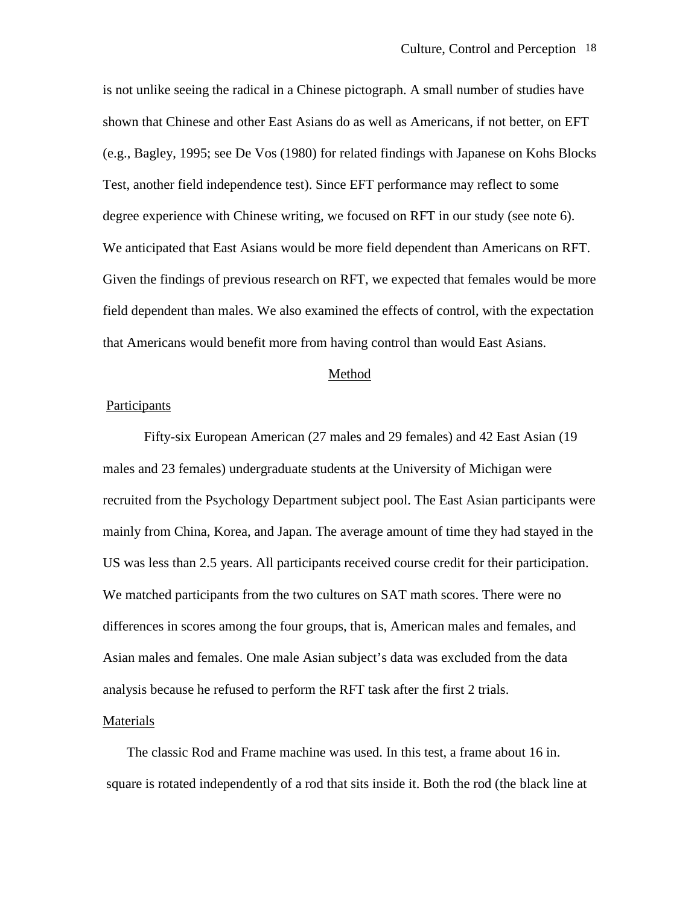is not unlike seeing the radical in a Chinese pictograph. A small number of studies have shown that Chinese and other East Asians do as well as Americans, if not better, on EFT (e.g., Bagley, 1995; see De Vos (1980) for related findings with Japanese on Kohs Blocks Test, another field independence test). Since EFT performance may reflect to some degree experience with Chinese writing, we focused on RFT in our study (see note 6). We anticipated that East Asians would be more field dependent than Americans on RFT. Given the findings of previous research on RFT, we expected that females would be more field dependent than males. We also examined the effects of control, with the expectation that Americans would benefit more from having control than would East Asians.

## Method

### Participants

Fifty-six European American (27 males and 29 females) and 42 East Asian (19 males and 23 females) undergraduate students at the University of Michigan were recruited from the Psychology Department subject pool. The East Asian participants were mainly from China, Korea, and Japan. The average amount of time they had stayed in the US was less than 2.5 years. All participants received course credit for their participation. We matched participants from the two cultures on SAT math scores. There were no differences in scores among the four groups, that is, American males and females, and Asian males and females. One male Asian subject's data was excluded from the data analysis because he refused to perform the RFT task after the first 2 trials.

### Materials

The classic Rod and Frame machine was used. In this test, a frame about 16 in. square is rotated independently of a rod that sits inside it. Both the rod (the black line at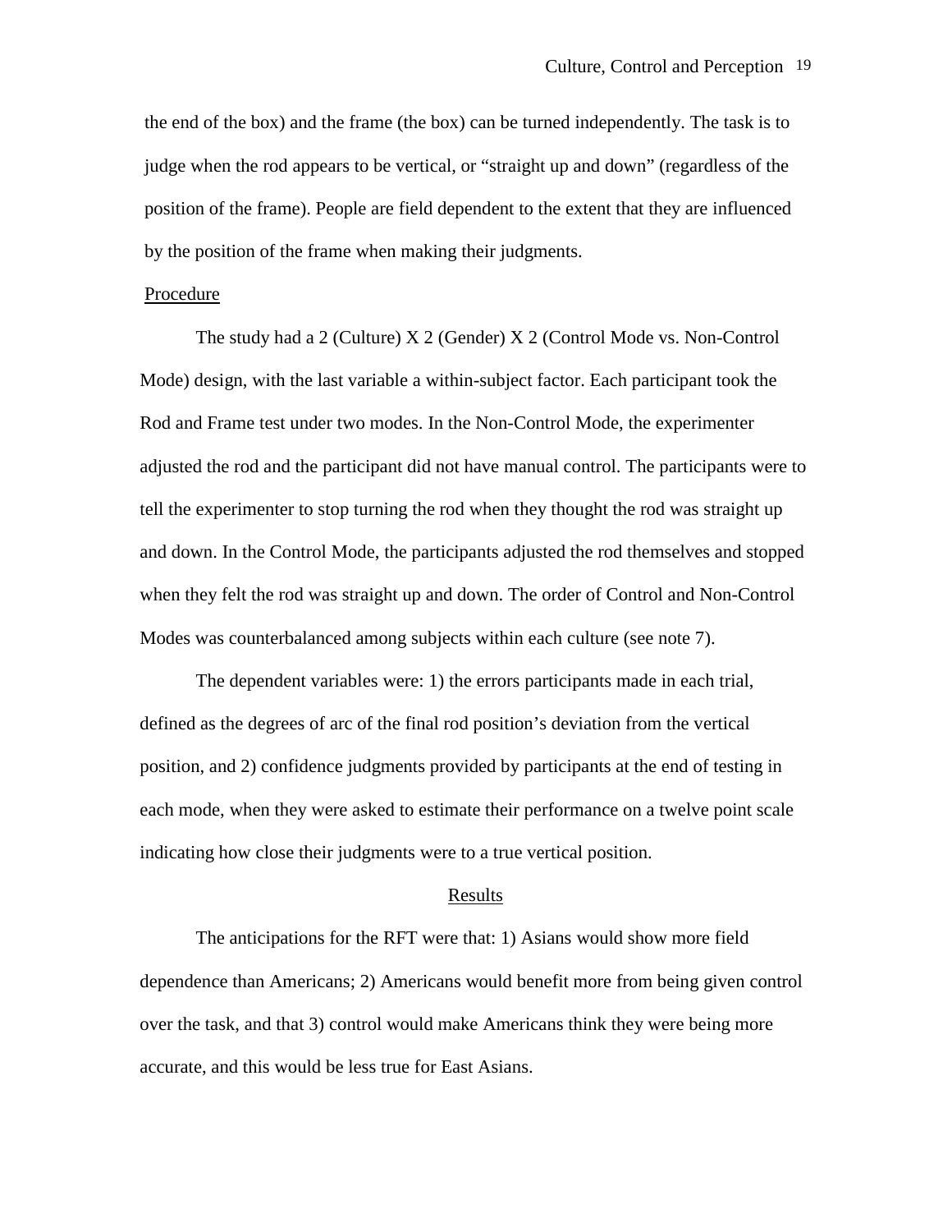the end of the box) and the frame (the box) can be turned independently. The task is to judge when the rod appears to be vertical, or "straight up and down" (regardless of the position of the frame). People are field dependent to the extent that they are influenced by the position of the frame when making their judgments.

Procedure

The study had a 2 (Culture) X 2 (Gender) X 2 (Control Mode vs. Non-Control Mode) design, with the last variable a within-subject factor. Each participant took the Rod and Frame test under two modes. In the Non-Control Mode, the experimenter adjusted the rod and the participant did not have manual control. The participants were to tell the experimenter to stop turning the rod when they thought the rod was straight up and down. In the Control Mode, the participants adjusted the rod themselves and stopped when they felt the rod was straight up and down. The order of Control and Non-Control Modes was counterbalanced among subjects within each culture (see note 7).

The dependent variables were: 1) the errors participants made in each trial, defined as the degrees of arc of the final rod position's deviation from the vertical position, and 2) confidence judgments provided by participants at the end of testing in each mode, when they were asked to estimate their performance on a twelve point scale indicating how close their judgments were to a true vertical position.

## Results

The anticipations for the RFT were that: 1) Asians would show more field dependence than Americans; 2) Americans would benefit more from being given control over the task, and that 3) control would make Americans think they were being more accurate, and this would be less true for East Asians.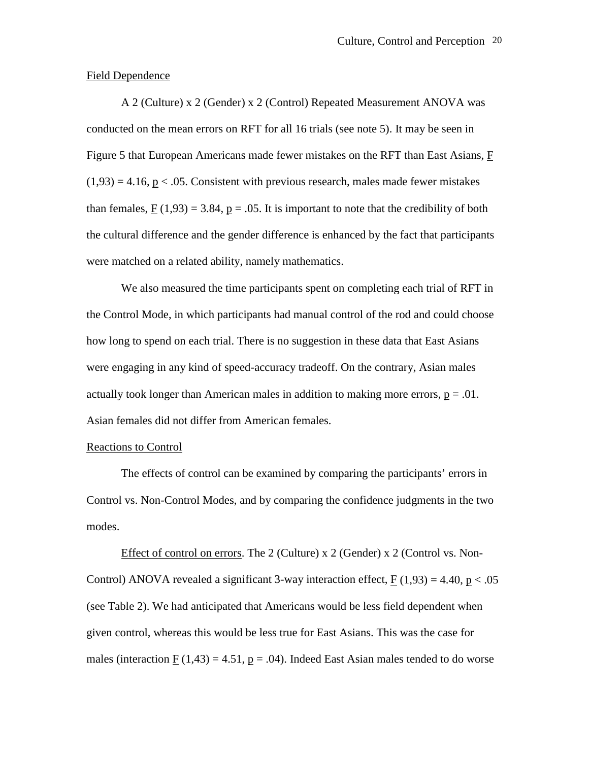Field Dependence

A 2 (Culture) x 2 (Gender) x 2 (Control) Repeated Measurement ANOVA was conducted on the mean errors on RFT for all 16 trials (see note 5). It may be seen in Figure 5 that European Americans made fewer mistakes on the RFT than East Asians, $F(1,93) = 4.16$, $p < .05$. Consistent with previous research, males made fewer mistakes than females, $F(1,93) = 3.84$, $p = .05$. It is important to note that the credibility of both the cultural difference and the gender difference is enhanced by the fact that participants were matched on a related ability, namely mathematics.

We also measured the time participants spent on completing each trial of RFT in the Control Mode, in which participants had manual control of the rod and could choose how long to spend on each trial. There is no suggestion in these data that East Asians were engaging in any kind of speed-accuracy tradeoff. On the contrary, Asian males actually took longer than American males in addition to making more errors, $p = .01$. Asian females did not differ from American females.

Reactions to Control

The effects of control can be examined by comparing the participants' errors in Control vs. Non-Control Modes, and by comparing the confidence judgments in the two modes.

Effect of control on errors. The 2 (Culture) x 2 (Gender) x 2 (Control vs. Non-Control) ANOVA revealed a significant 3-way interaction effect, $F(1,93) = 4.40$, $p < .05$ (see Table 2). We had anticipated that Americans would be less field dependent when given control, whereas this would be less true for East Asians. This was the case for males (interaction $F(1,43) = 4.51$, $p = .04$). Indeed East Asian males tended to do worse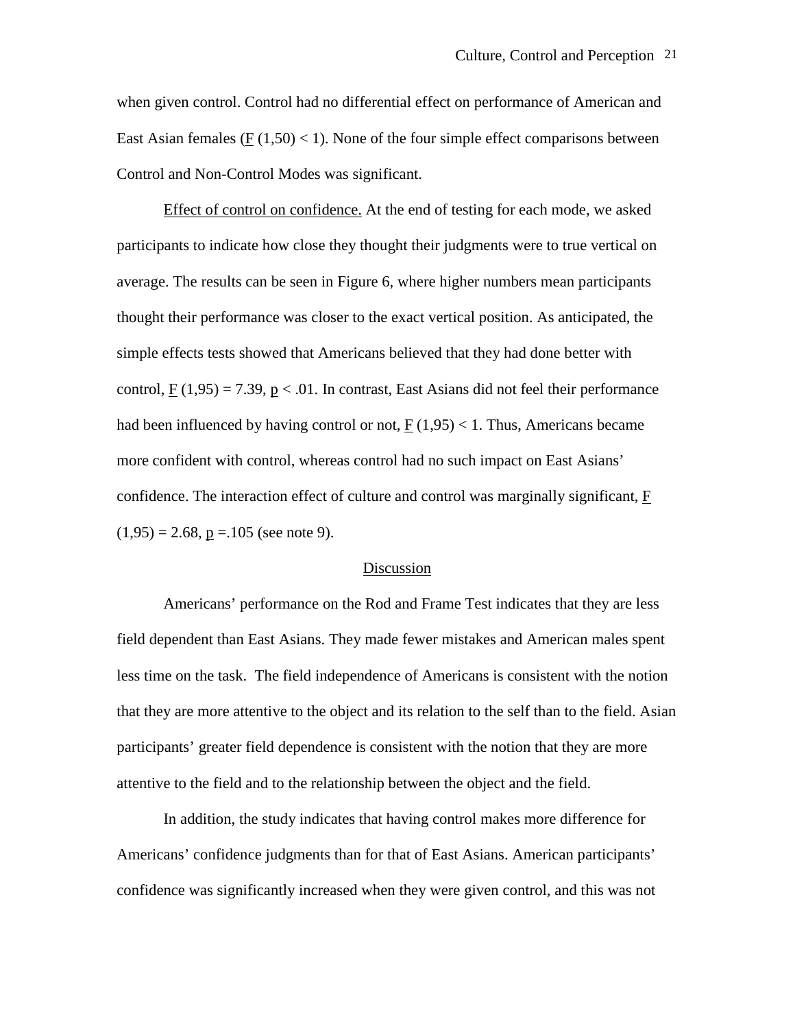when given control. Control had no differential effect on performance of American and East Asian females ($F$ (1,50) $< 1$). None of the four simple effect comparisons between Control and Non-Control Modes was significant.

Effect of control on confidence. At the end of testing for each mode, we asked participants to indicate how close they thought their judgments were to true vertical on average. The results can be seen in Figure 6, where higher numbers mean participants thought their performance was closer to the exact vertical position. As anticipated, the simple effects tests showed that Americans believed that they had done better with control, $F$ (1,95) = 7.39, $p < .01$. In contrast, East Asians did not feel their performance had been influenced by having control or not, $F$ (1,95) $< 1$. Thus, Americans became more confident with control, whereas control had no such impact on East Asians' confidence. The interaction effect of culture and control was marginally significant, $F$ (1,95) = 2.68, $p$ =.105 (see note 9).

## Discussion

Americans' performance on the Rod and Frame Test indicates that they are less field dependent than East Asians. They made fewer mistakes and American males spent less time on the task. The field independence of Americans is consistent with the notion that they are more attentive to the object and its relation to the self than to the field. Asian participants' greater field dependence is consistent with the notion that they are more attentive to the field and to the relationship between the object and the field.

In addition, the study indicates that having control makes more difference for Americans' confidence judgments than for that of East Asians. American participants' confidence was significantly increased when they were given control, and this was not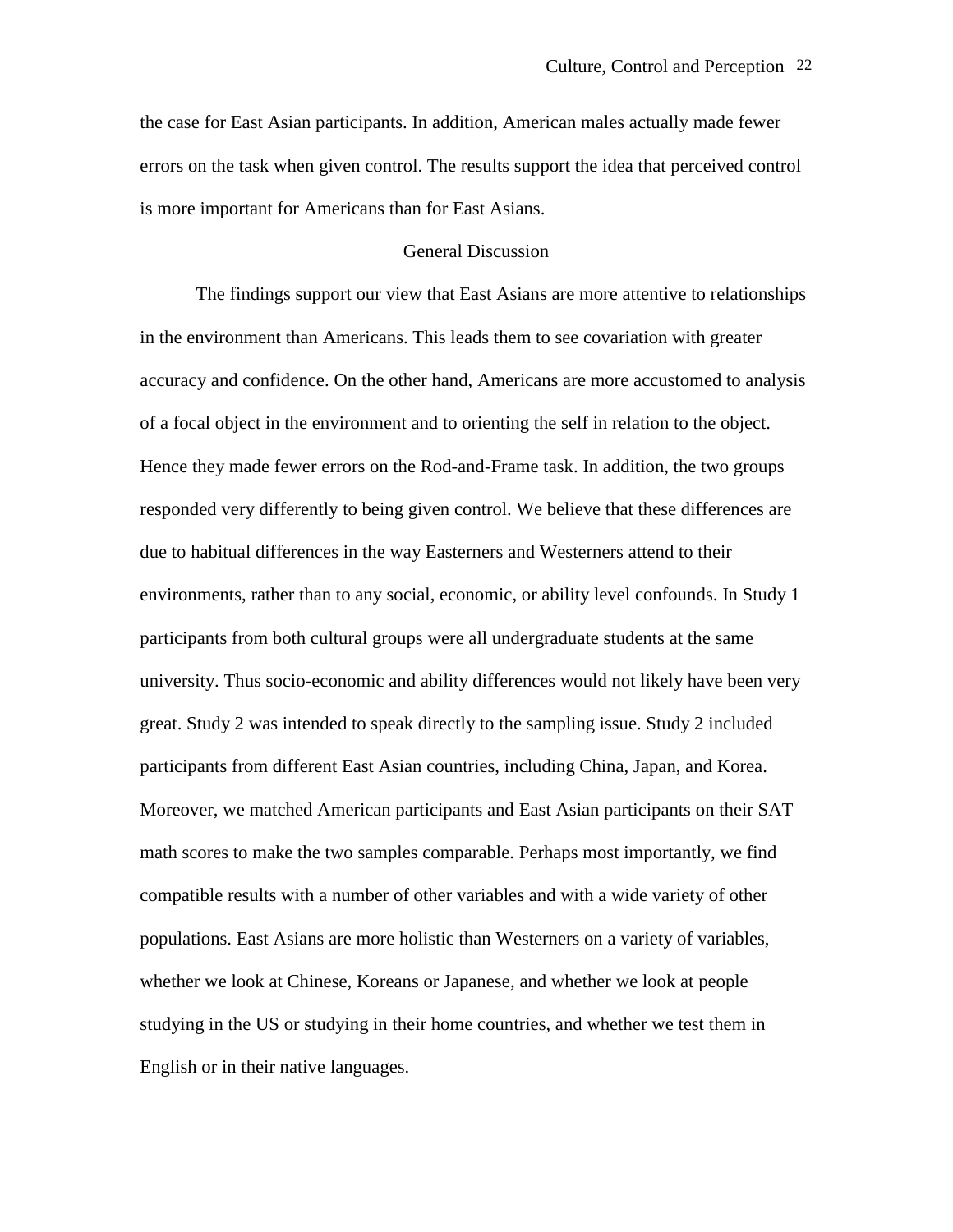the case for East Asian participants. In addition, American males actually made fewer errors on the task when given control. The results support the idea that perceived control is more important for Americans than for East Asians.

## General Discussion

The findings support our view that East Asians are more attentive to relationships in the environment than Americans. This leads them to see covariation with greater accuracy and confidence. On the other hand, Americans are more accustomed to analysis of a focal object in the environment and to orienting the self in relation to the object. Hence they made fewer errors on the Rod-and-Frame task. In addition, the two groups responded very differently to being given control. We believe that these differences are due to habitual differences in the way Easterners and Westerners attend to their environments, rather than to any social, economic, or ability level confounds. In Study 1 participants from both cultural groups were all undergraduate students at the same university. Thus socio-economic and ability differences would not likely have been very great. Study 2 was intended to speak directly to the sampling issue. Study 2 included participants from different East Asian countries, including China, Japan, and Korea. Moreover, we matched American participants and East Asian participants on their SAT math scores to make the two samples comparable. Perhaps most importantly, we find compatible results with a number of other variables and with a wide variety of other populations. East Asians are more holistic than Westerners on a variety of variables, whether we look at Chinese, Koreans or Japanese, and whether we look at people studying in the US or studying in their home countries, and whether we test them in English or in their native languages.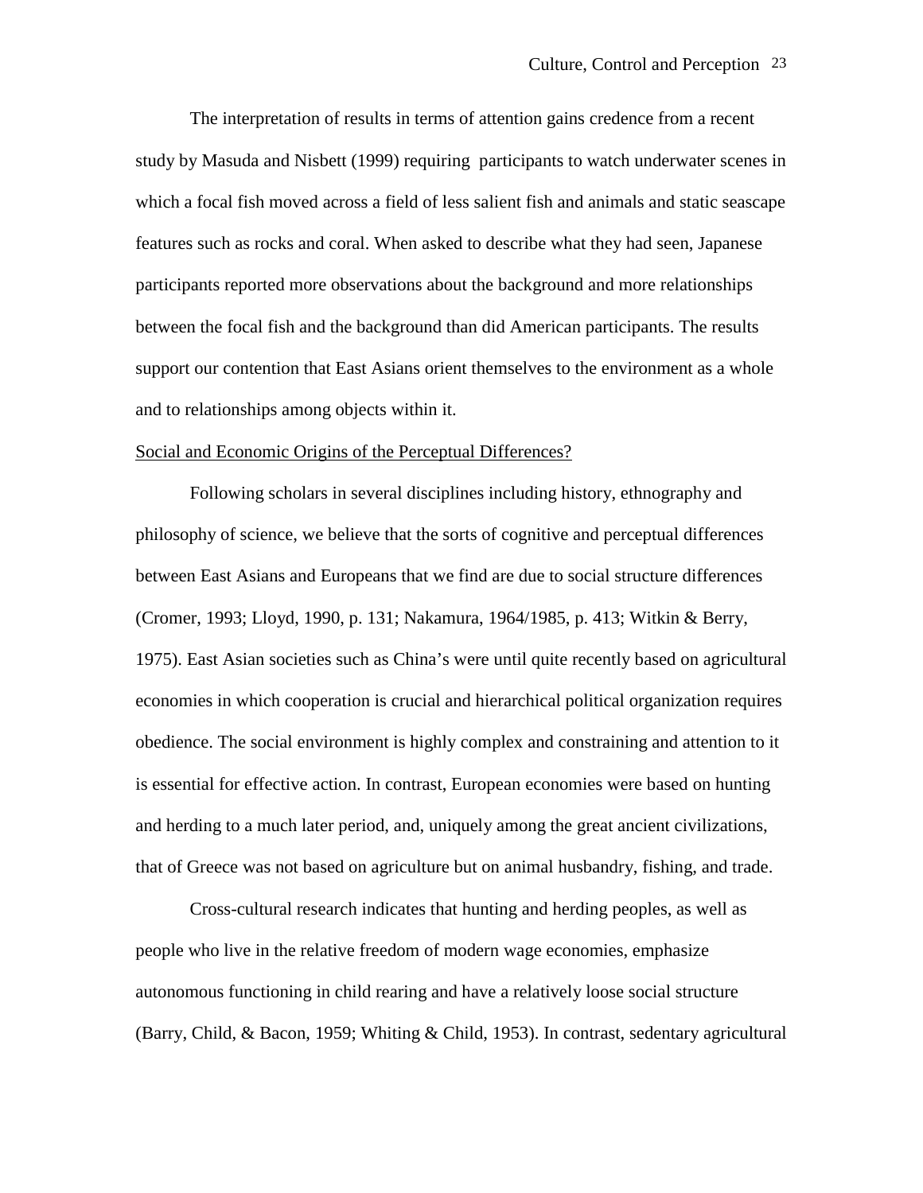The interpretation of results in terms of attention gains credence from a recent study by Masuda and Nisbett (1999) requiring participants to watch underwater scenes in which a focal fish moved across a field of less salient fish and animals and static seascape features such as rocks and coral. When asked to describe what they had seen, Japanese participants reported more observations about the background and more relationships between the focal fish and the background than did American participants. The results support our contention that East Asians orient themselves to the environment as a whole and to relationships among objects within it.

<u>Social and Economic Origins of the Perceptual Differences?</u>

Following scholars in several disciplines including history, ethnography and philosophy of science, we believe that the sorts of cognitive and perceptual differences between East Asians and Europeans that we find are due to social structure differences (Cromer, 1993; Lloyd, 1990, p. 131; Nakamura, 1964/1985, p. 413; Witkin & Berry, 1975). East Asian societies such as China's were until quite recently based on agricultural economies in which cooperation is crucial and hierarchical political organization requires obedience. The social environment is highly complex and constraining and attention to it is essential for effective action. In contrast, European economies were based on hunting and herding to a much later period, and, uniquely among the great ancient civilizations, that of Greece was not based on agriculture but on animal husbandry, fishing, and trade.

Cross-cultural research indicates that hunting and herding peoples, as well as people who live in the relative freedom of modern wage economies, emphasize autonomous functioning in child rearing and have a relatively loose social structure (Barry, Child, & Bacon, 1959; Whiting & Child, 1953). In contrast, sedentary agricultural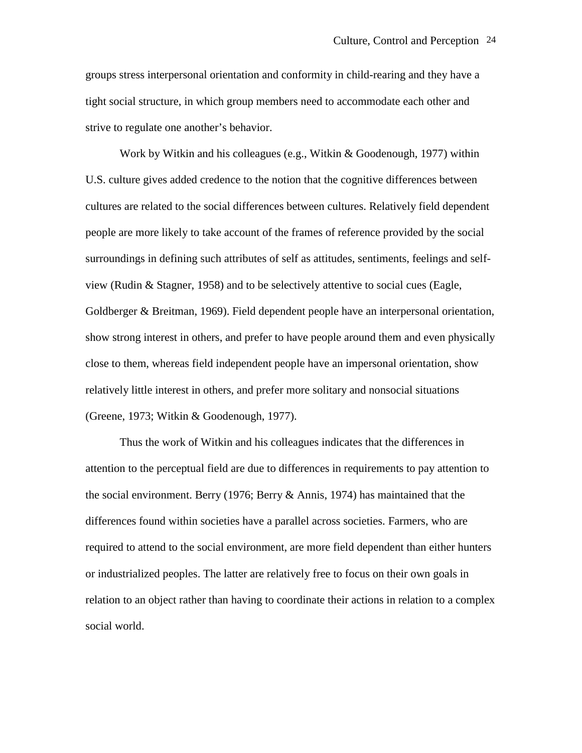groups stress interpersonal orientation and conformity in child-rearing and they have a tight social structure, in which group members need to accommodate each other and strive to regulate one another's behavior.

Work by Witkin and his colleagues (e.g., Witkin & Goodenough, 1977) within U.S. culture gives added credence to the notion that the cognitive differences between cultures are related to the social differences between cultures. Relatively field dependent people are more likely to take account of the frames of reference provided by the social surroundings in defining such attributes of self as attitudes, sentiments, feelings and self-view (Rudin & Stagner, 1958) and to be selectively attentive to social cues (Eagle, Goldberger & Breitman, 1969). Field dependent people have an interpersonal orientation, show strong interest in others, and prefer to have people around them and even physically close to them, whereas field independent people have an impersonal orientation, show relatively little interest in others, and prefer more solitary and nonsocial situations (Greene, 1973; Witkin & Goodenough, 1977).

Thus the work of Witkin and his colleagues indicates that the differences in attention to the perceptual field are due to differences in requirements to pay attention to the social environment. Berry (1976; Berry & Annis, 1974) has maintained that the differences found within societies have a parallel across societies. Farmers, who are required to attend to the social environment, are more field dependent than either hunters or industrialized peoples. The latter are relatively free to focus on their own goals in relation to an object rather than having to coordinate their actions in relation to a complex social world.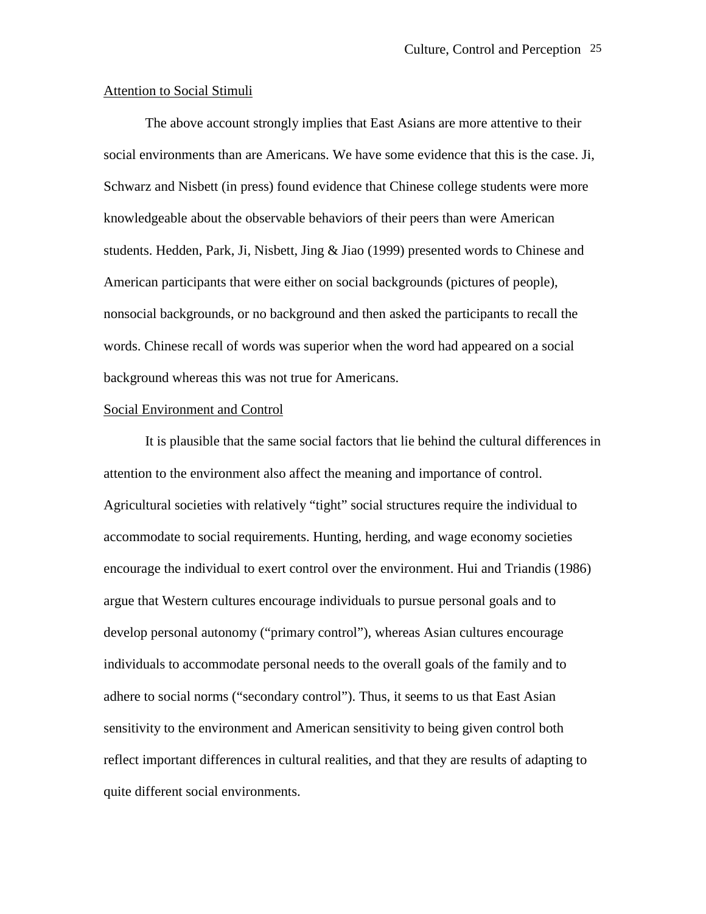Attention to Social Stimuli

The above account strongly implies that East Asians are more attentive to their social environments than are Americans. We have some evidence that this is the case. Ji, Schwarz and Nisbett (in press) found evidence that Chinese college students were more knowledgeable about the observable behaviors of their peers than were American students. Hedden, Park, Ji, Nisbett, Jing & Jiao (1999) presented words to Chinese and American participants that were either on social backgrounds (pictures of people), nonsocial backgrounds, or no background and then asked the participants to recall the words. Chinese recall of words was superior when the word had appeared on a social background whereas this was not true for Americans.

Social Environment and Control

It is plausible that the same social factors that lie behind the cultural differences in attention to the environment also affect the meaning and importance of control. Agricultural societies with relatively "tight" social structures require the individual to accommodate to social requirements. Hunting, herding, and wage economy societies encourage the individual to exert control over the environment. Hui and Triandis (1986) argue that Western cultures encourage individuals to pursue personal goals and to develop personal autonomy ("primary control"), whereas Asian cultures encourage individuals to accommodate personal needs to the overall goals of the family and to adhere to social norms ("secondary control"). Thus, it seems to us that East Asian sensitivity to the environment and American sensitivity to being given control both reflect important differences in cultural realities, and that they are results of adapting to quite different social environments.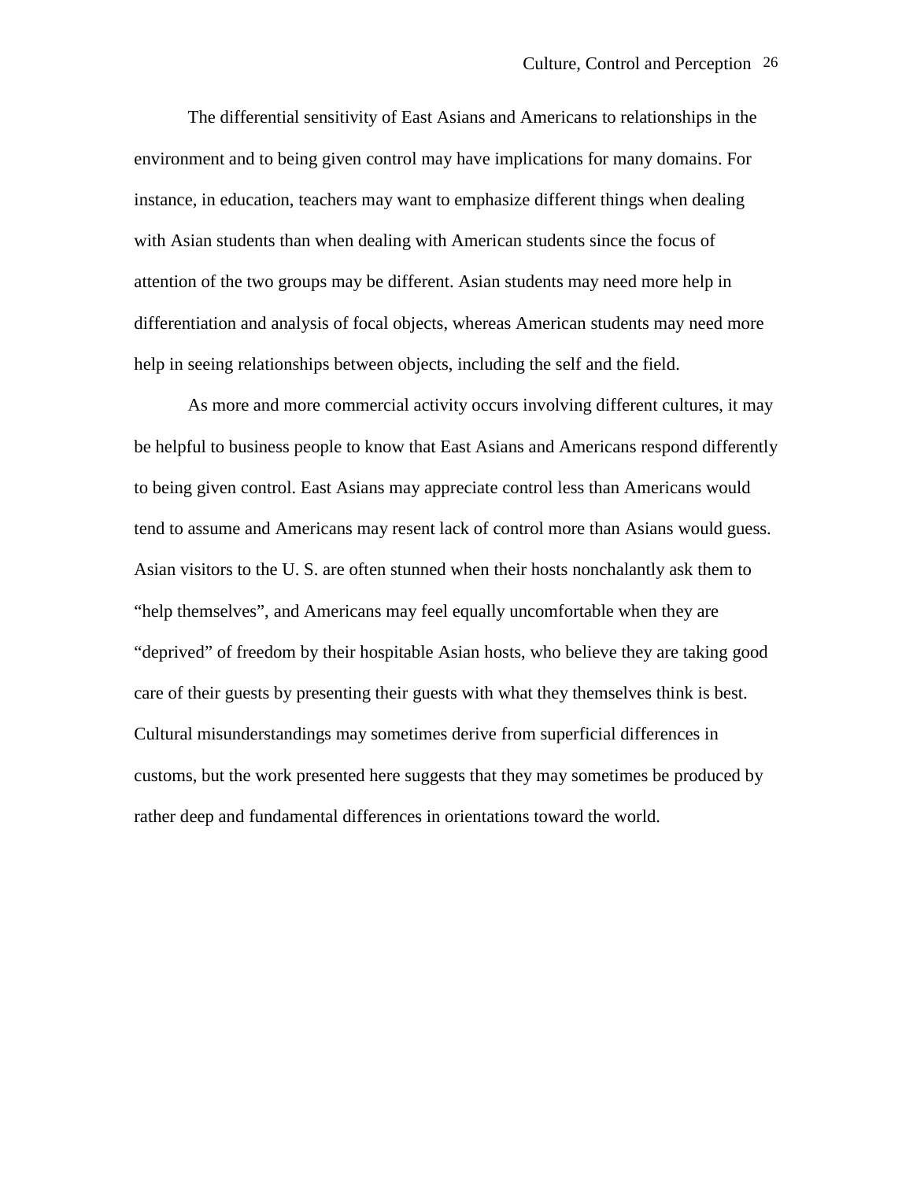The differential sensitivity of East Asians and Americans to relationships in the environment and to being given control may have implications for many domains. For instance, in education, teachers may want to emphasize different things when dealing with Asian students than when dealing with American students since the focus of attention of the two groups may be different. Asian students may need more help in differentiation and analysis of focal objects, whereas American students may need more help in seeing relationships between objects, including the self and the field.

As more and more commercial activity occurs involving different cultures, it may be helpful to business people to know that East Asians and Americans respond differently to being given control. East Asians may appreciate control less than Americans would tend to assume and Americans may resent lack of control more than Asians would guess. Asian visitors to the U. S. are often stunned when their hosts nonchalantly ask them to "help themselves", and Americans may feel equally uncomfortable when they are "deprived" of freedom by their hospitable Asian hosts, who believe they are taking good care of their guests by presenting their guests with what they themselves think is best. Cultural misunderstandings may sometimes derive from superficial differences in customs, but the work presented here suggests that they may sometimes be produced by rather deep and fundamental differences in orientations toward the world.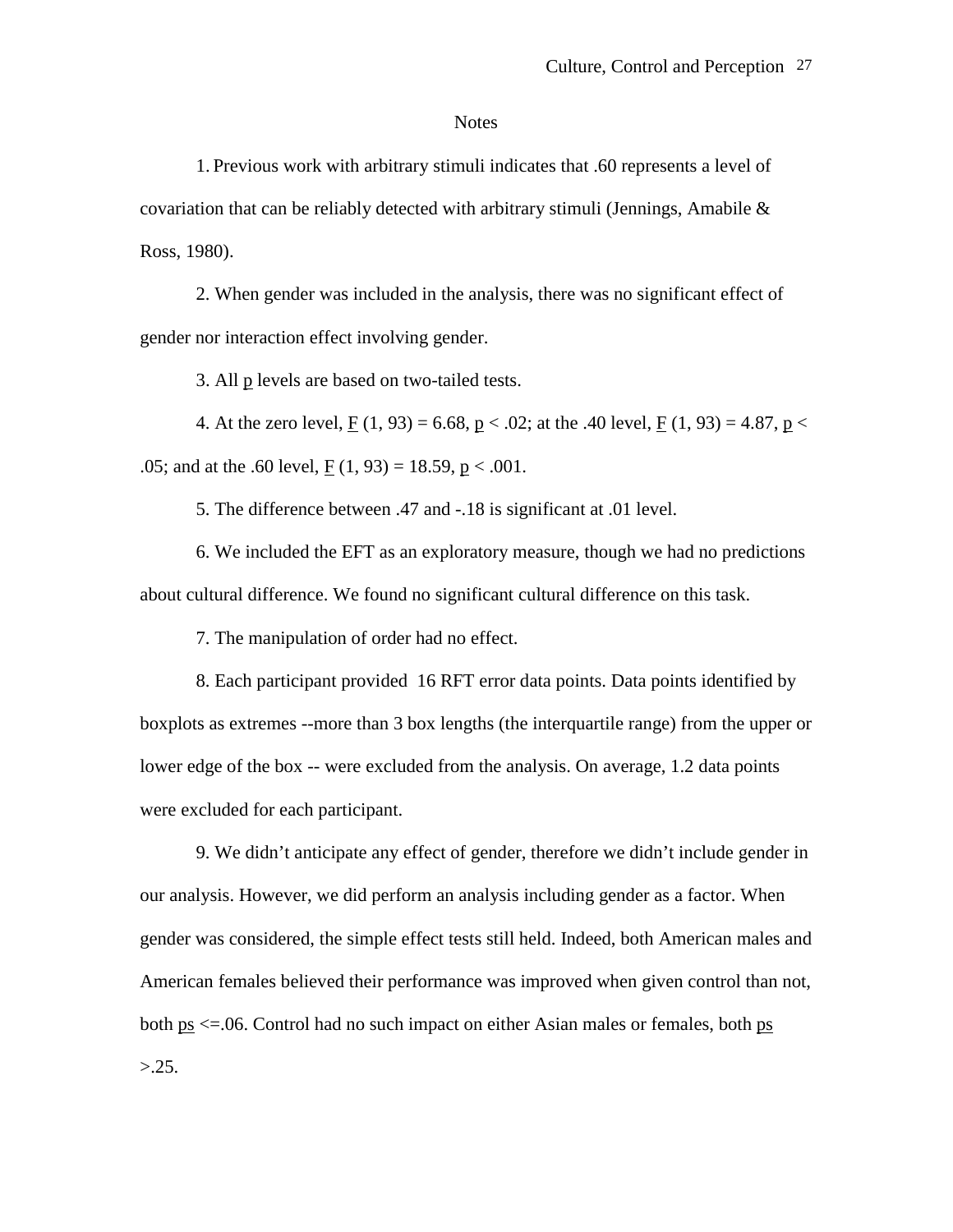## Notes

1. Previous work with arbitrary stimuli indicates that .60 represents a level of covariation that can be reliably detected with arbitrary stimuli (Jennings, Amabile & Ross, 1980).

2. When gender was included in the analysis, there was no significant effect of gender nor interaction effect involving gender.

3. All $p$ levels are based on two-tailed tests.

4. At the zero level, $F(1, 93) = 6.68$, $p < .02$; at the .40 level, $F(1, 93) = 4.87$, $p < .05$; and at the .60 level, $F(1, 93) = 18.59$, $p < .001$.

5. The difference between .47 and -.18 is significant at .01 level.

6. We included the EFT as an exploratory measure, though we had no predictions about cultural difference. We found no significant cultural difference on this task.

7. The manipulation of order had no effect.

8. Each participant provided 16 RFT error data points. Data points identified by boxplots as extremes --more than 3 box lengths (the interquartile range) from the upper or lower edge of the box -- were excluded from the analysis. On average, 1.2 data points were excluded for each participant.

9. We didn't anticipate any effect of gender, therefore we didn't include gender in our analysis. However, we did perform an analysis including gender as a factor. When gender was considered, the simple effect tests still held. Indeed, both American males and American females believed their performance was improved when given control than not, both $ps <= .06$. Control had no such impact on either Asian males or females, both $ps > .25$.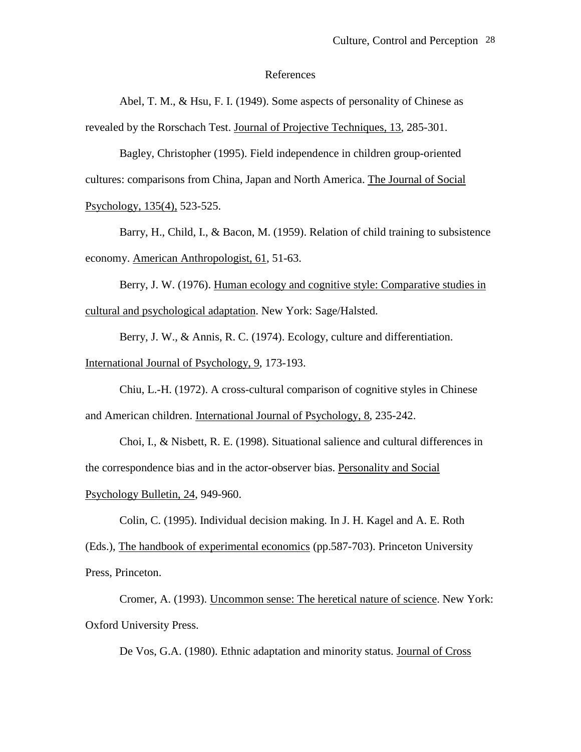# References

Abel, T. M., & Hsu, F. I. (1949). Some aspects of personality of Chinese as revealed by the Rorschach Test. Journal of Projective Techniques, 13, 285-301.

Bagley, Christopher (1995). Field independence in children group-oriented cultures: comparisons from China, Japan and North America. The Journal of Social Psychology, 135(4), 523-525.

Barry, H., Child, I., & Bacon, M. (1959). Relation of child training to subsistence economy. American Anthropologist, 61, 51-63.

Berry, J. W. (1976). Human ecology and cognitive style: Comparative studies in cultural and psychological adaptation. New York: Sage/Halsted.

Berry, J. W., & Annis, R. C. (1974). Ecology, culture and differentiation. International Journal of Psychology, 9, 173-193.

Chiu, L.-H. (1972). A cross-cultural comparison of cognitive styles in Chinese and American children. International Journal of Psychology, 8, 235-242.

Choi, I., & Nisbett, R. E. (1998). Situational salience and cultural differences in the correspondence bias and in the actor-observer bias. Personality and Social Psychology Bulletin, 24, 949-960.

Colin, C. (1995). Individual decision making. In J. H. Kagel and A. E. Roth (Eds.), The handbook of experimental economics (pp.587-703). Princeton University Press, Princeton.

Cromer, A. (1993). Uncommon sense: The heretical nature of science. New York: Oxford University Press.

De Vos, G.A. (1980). Ethnic adaptation and minority status. Journal of Cross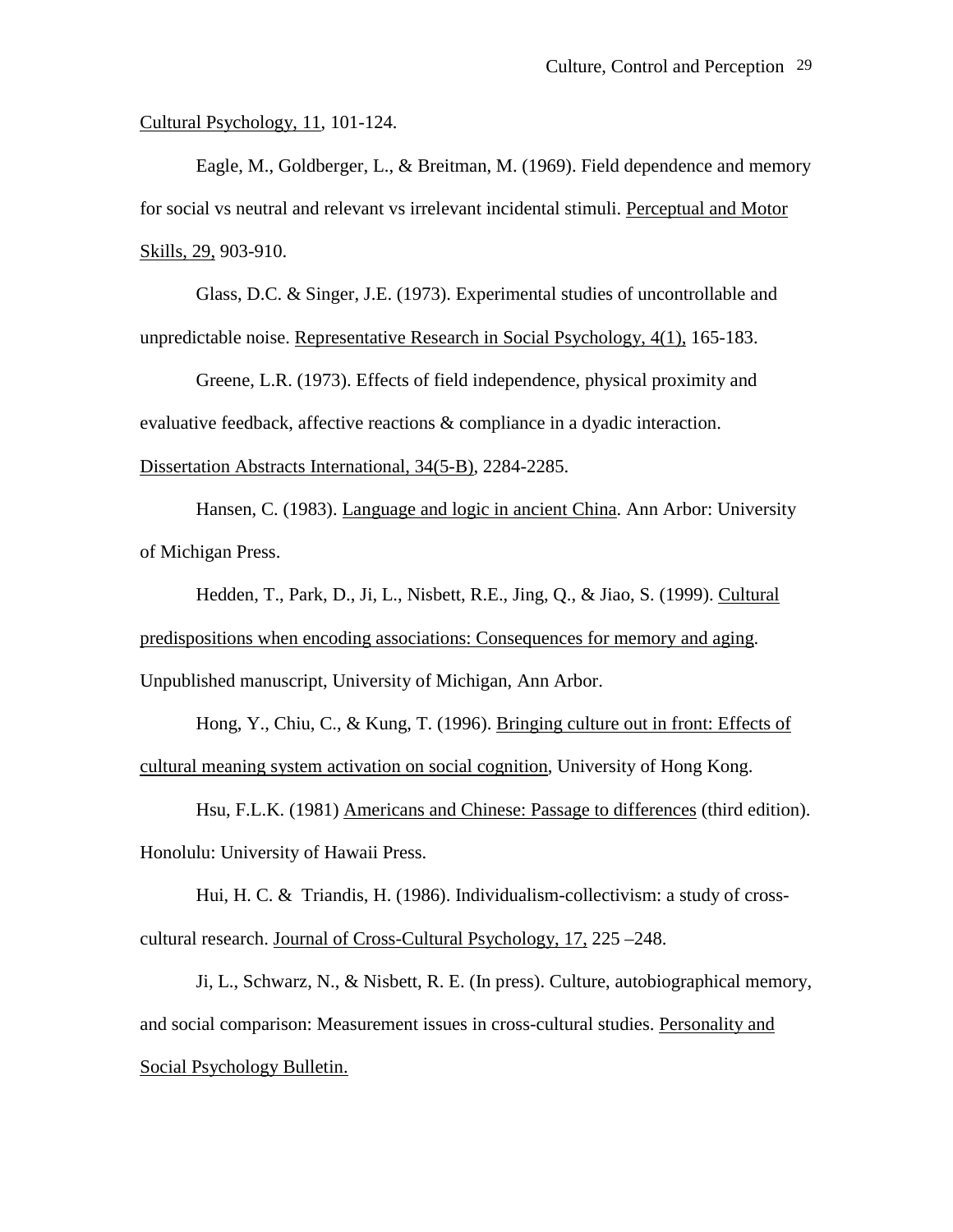Cultural Psychology, 11, 101-124.

Eagle, M., Goldberger, L., & Breitman, M. (1969). Field dependence and memory for social vs neutral and relevant vs irrelevant incidental stimuli. Perceptual and Motor Skills, 29, 903-910.

Glass, D.C. & Singer, J.E. (1973). Experimental studies of uncontrollable and unpredictable noise. Representative Research in Social Psychology, 4(1), 165-183.

Greene, L.R. (1973). Effects of field independence, physical proximity and evaluative feedback, affective reactions & compliance in a dyadic interaction. Dissertation Abstracts International, 34(5-B), 2284-2285.

Hansen, C. (1983). Language and logic in ancient China. Ann Arbor: University of Michigan Press.

Hedden, T., Park, D., Ji, L., Nisbett, R.E., Jing, Q., & Jiao, S. (1999). Cultural predispositions when encoding associations: Consequences for memory and aging. Unpublished manuscript, University of Michigan, Ann Arbor.

Hong, Y., Chiu, C., & Kung, T. (1996). Bringing culture out in front: Effects of cultural meaning system activation on social cognition, University of Hong Kong.

Hsu, F.L.K. (1981) Americans and Chinese: Passage to differences (third edition). Honolulu: University of Hawaii Press.

Hui, H. C. & Triandis, H. (1986). Individualism-collectivism: a study of cross-cultural research. Journal of Cross-Cultural Psychology, 17, 225 –248.

Ji, L., Schwarz, N., & Nisbett, R. E. (In press). Culture, autobiographical memory, and social comparison: Measurement issues in cross-cultural studies. Personality and Social Psychology Bulletin.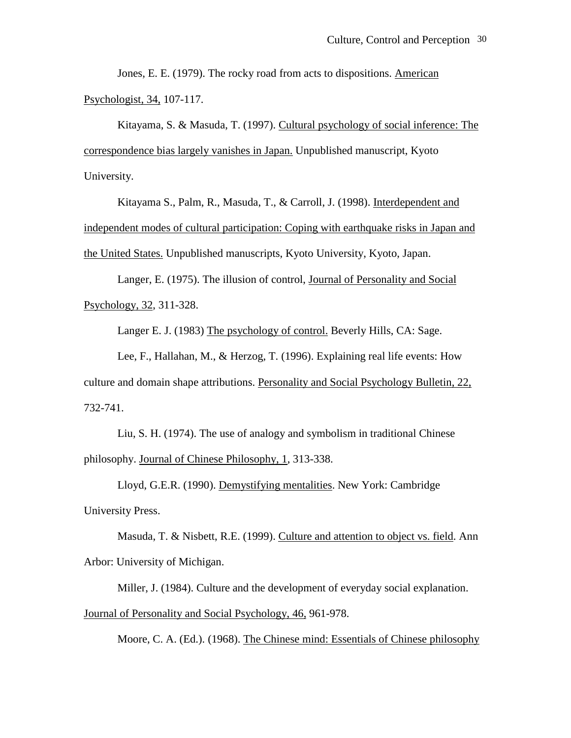Jones, E. E. (1979). The rocky road from acts to dispositions. American Psychologist, 34, 107-117.

Kitayama, S. & Masuda, T. (1997). Cultural psychology of social inference: The correspondence bias largely vanishes in Japan. Unpublished manuscript, Kyoto University.

Kitayama S., Palm, R., Masuda, T., & Carroll, J. (1998). Interdependent and independent modes of cultural participation: Coping with earthquake risks in Japan and the United States. Unpublished manuscripts, Kyoto University, Kyoto, Japan.

Langer, E. (1975). The illusion of control, Journal of Personality and Social Psychology, 32, 311-328.

Langer E. J. (1983) The psychology of control. Beverly Hills, CA: Sage.

Lee, F., Hallahan, M., & Herzog, T. (1996). Explaining real life events: How culture and domain shape attributions. Personality and Social Psychology Bulletin, 22, 732-741.

Liu, S. H. (1974). The use of analogy and symbolism in traditional Chinese philosophy. Journal of Chinese Philosophy, 1, 313-338.

Lloyd, G.E.R. (1990). Demystifying mentalities. New York: Cambridge University Press.

Masuda, T. & Nisbett, R.E. (1999). Culture and attention to object vs. field. Ann Arbor: University of Michigan.

Miller, J. (1984). Culture and the development of everyday social explanation. Journal of Personality and Social Psychology, 46, 961-978.

Moore, C. A. (Ed.). (1968). The Chinese mind: Essentials of Chinese philosophy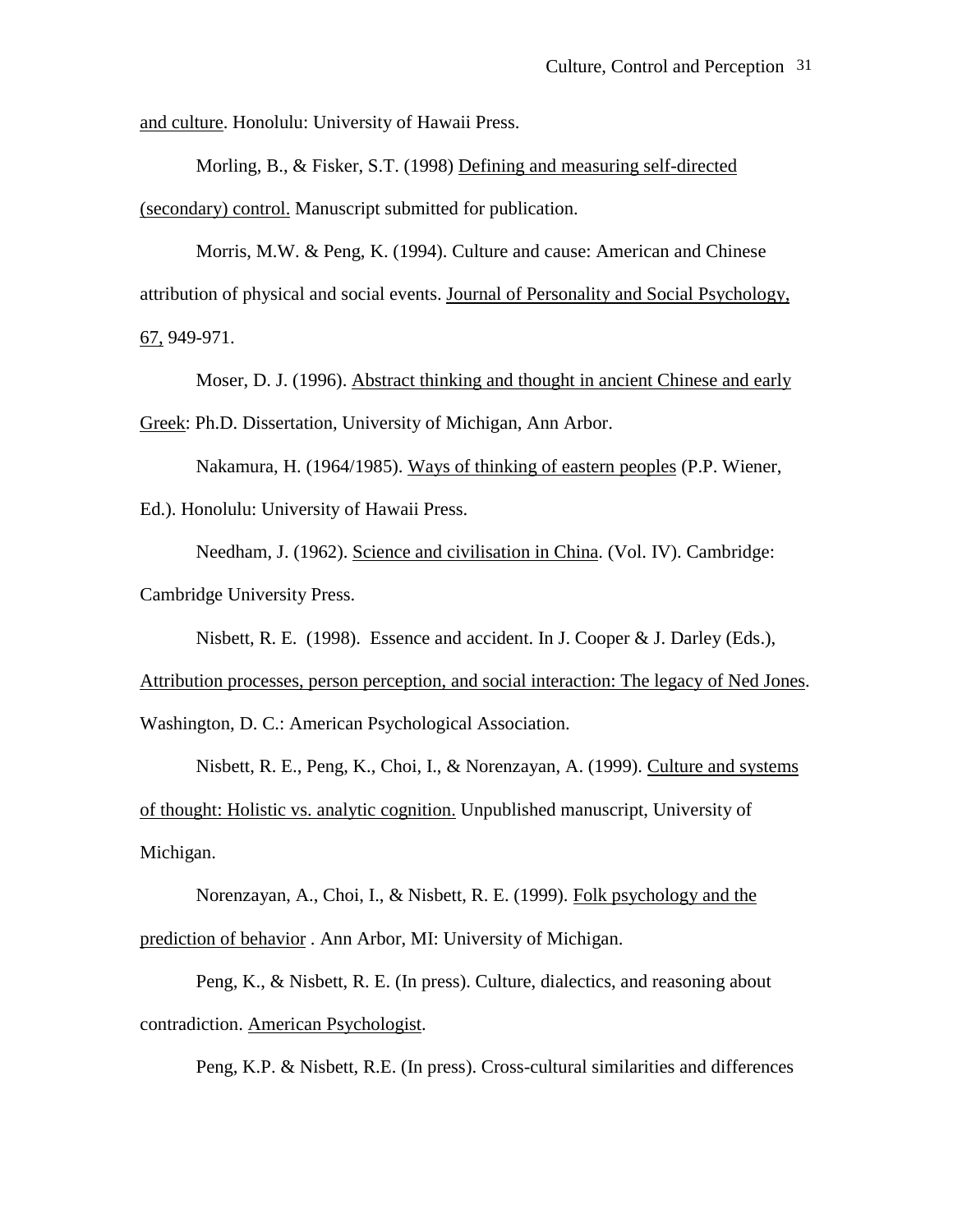and culture. Honolulu: University of Hawaii Press.

Morling, B., & Fisker, S.T. (1998) Defining and measuring self-directed (secondary) control. Manuscript submitted for publication.

Morris, M.W. & Peng, K. (1994). Culture and cause: American and Chinese attribution of physical and social events. Journal of Personality and Social Psychology, 67, 949-971.

Moser, D. J. (1996). Abstract thinking and thought in ancient Chinese and early Greek: Ph.D. Dissertation, University of Michigan, Ann Arbor.

Nakamura, H. (1964/1985). Ways of thinking of eastern peoples (P.P. Wiener, Ed.). Honolulu: University of Hawaii Press.

Needham, J. (1962). Science and civilisation in China. (Vol. IV). Cambridge: Cambridge University Press.

Nisbett, R. E. (1998). Essence and accident. In J. Cooper & J. Darley (Eds.), Attribution processes, person perception, and social interaction: The legacy of Ned Jones. Washington, D. C.: American Psychological Association.

Nisbett, R. E., Peng, K., Choi, I., & Norenzayan, A. (1999). Culture and systems of thought: Holistic vs. analytic cognition. Unpublished manuscript, University of Michigan.

Norenzayan, A., Choi, I., & Nisbett, R. E. (1999). Folk psychology and the prediction of behavior . Ann Arbor, MI: University of Michigan.

Peng, K., & Nisbett, R. E. (In press). Culture, dialectics, and reasoning about contradiction. American Psychologist.

Peng, K.P. & Nisbett, R.E. (In press). Cross-cultural similarities and differences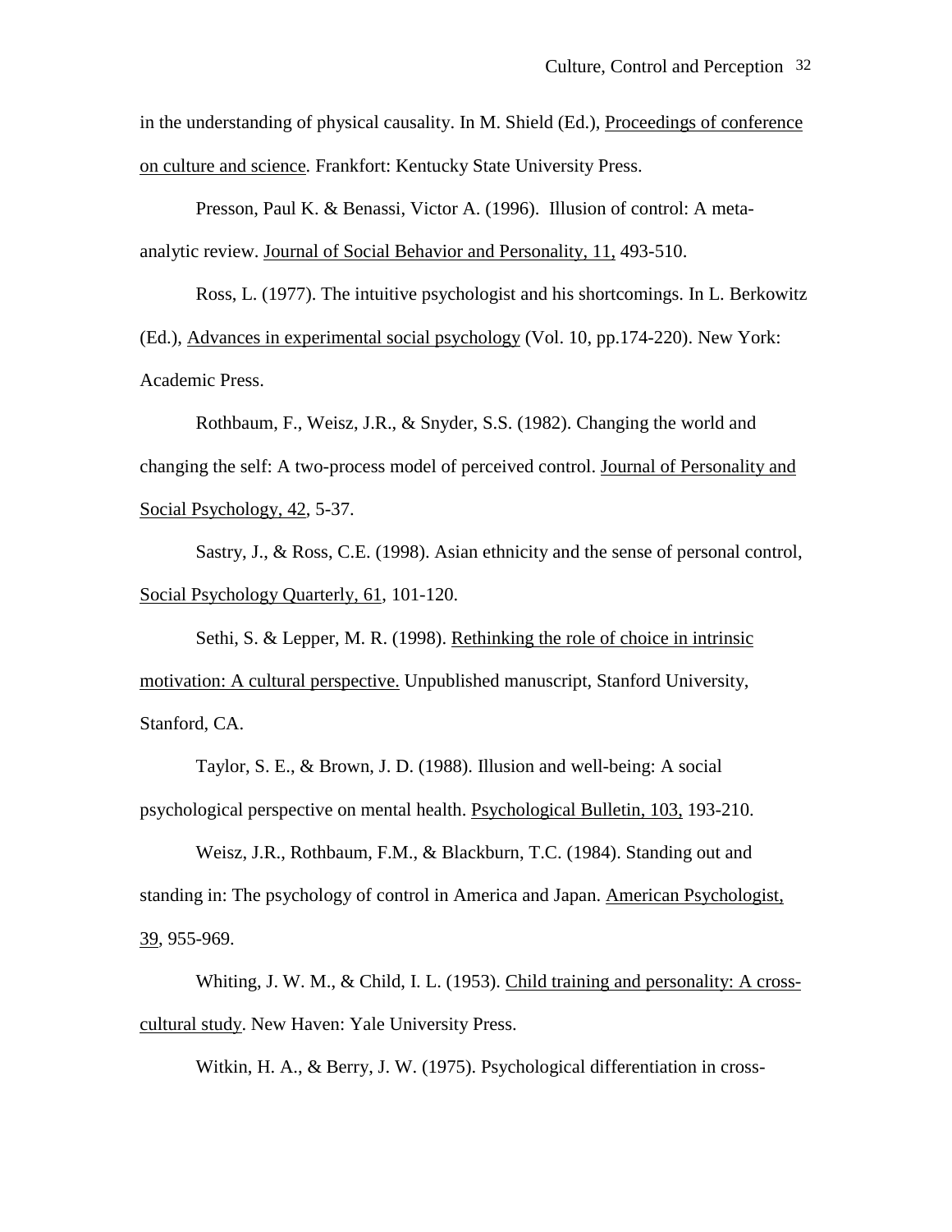in the understanding of physical causality. In M. Shield (Ed.), Proceedings of conference on culture and science. Frankfort: Kentucky State University Press.

Presson, Paul K. & Benassi, Victor A. (1996). Illusion of control: A meta-analytic review. Journal of Social Behavior and Personality, 11, 493-510.

Ross, L. (1977). The intuitive psychologist and his shortcomings. In L. Berkowitz (Ed.), Advances in experimental social psychology (Vol. 10, pp.174-220). New York: Academic Press.

Rothbaum, F., Weisz, J.R., & Snyder, S.S. (1982). Changing the world and changing the self: A two-process model of perceived control. Journal of Personality and Social Psychology, 42, 5-37.

Sastry, J., & Ross, C.E. (1998). Asian ethnicity and the sense of personal control, Social Psychology Quarterly, 61, 101-120.

Sethi, S. & Lepper, M. R. (1998). Rethinking the role of choice in intrinsic motivation: A cultural perspective. Unpublished manuscript, Stanford University, Stanford, CA.

Taylor, S. E., & Brown, J. D. (1988). Illusion and well-being: A social psychological perspective on mental health. Psychological Bulletin, 103, 193-210.

Weisz, J.R., Rothbaum, F.M., & Blackburn, T.C. (1984). Standing out and standing in: The psychology of control in America and Japan. American Psychologist, 39, 955-969.

Whiting, J. W. M., & Child, I. L. (1953). Child training and personality: A cross-cultural study. New Haven: Yale University Press.

Witkin, H. A., & Berry, J. W. (1975). Psychological differentiation in cross-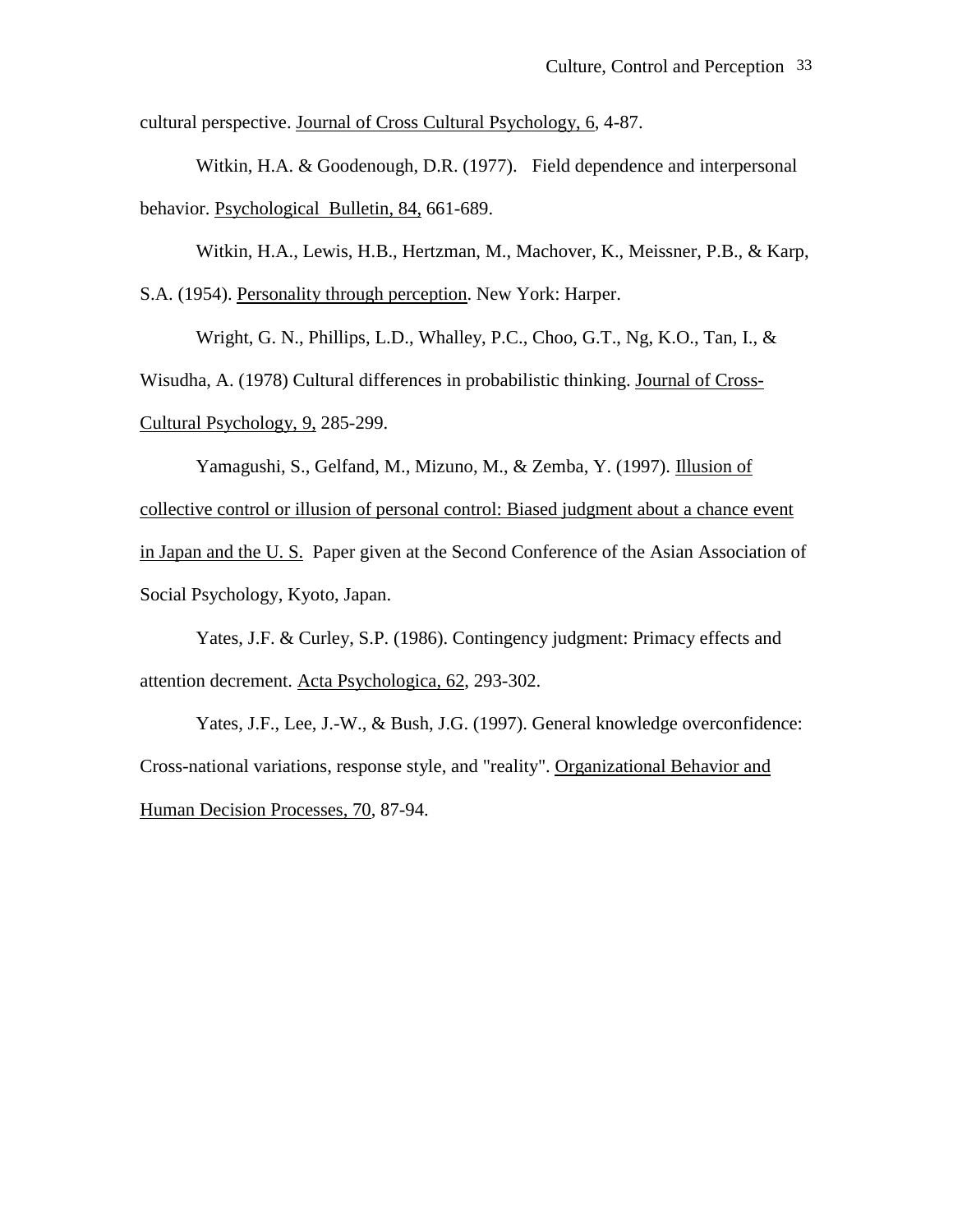cultural perspective. Journal of Cross Cultural Psychology, 6, 4-87.

Witkin, H.A. & Goodenough, D.R. (1977). Field dependence and interpersonal behavior. Psychological Bulletin, 84, 661-689.

Witkin, H.A., Lewis, H.B., Hertzman, M., Machover, K., Meissner, P.B., & Karp, S.A. (1954). Personality through perception. New York: Harper.

Wright, G. N., Phillips, L.D., Whalley, P.C., Choo, G.T., Ng, K.O., Tan, I., & Wisudha, A. (1978) Cultural differences in probabilistic thinking. Journal of Cross-Cultural Psychology, 9, 285-299.

Yamagushi, S., Gelfand, M., Mizuno, M., & Zemba, Y. (1997). Illusion of collective control or illusion of personal control: Biased judgment about a chance event in Japan and the U. S. Paper given at the Second Conference of the Asian Association of Social Psychology, Kyoto, Japan.

Yates, J.F. & Curley, S.P. (1986). Contingency judgment: Primacy effects and attention decrement. Acta Psychologica, 62, 293-302.

Yates, J.F., Lee, J.-W., & Bush, J.G. (1997). General knowledge overconfidence: Cross-national variations, response style, and "reality". Organizational Behavior and Human Decision Processes, 70, 87-94.